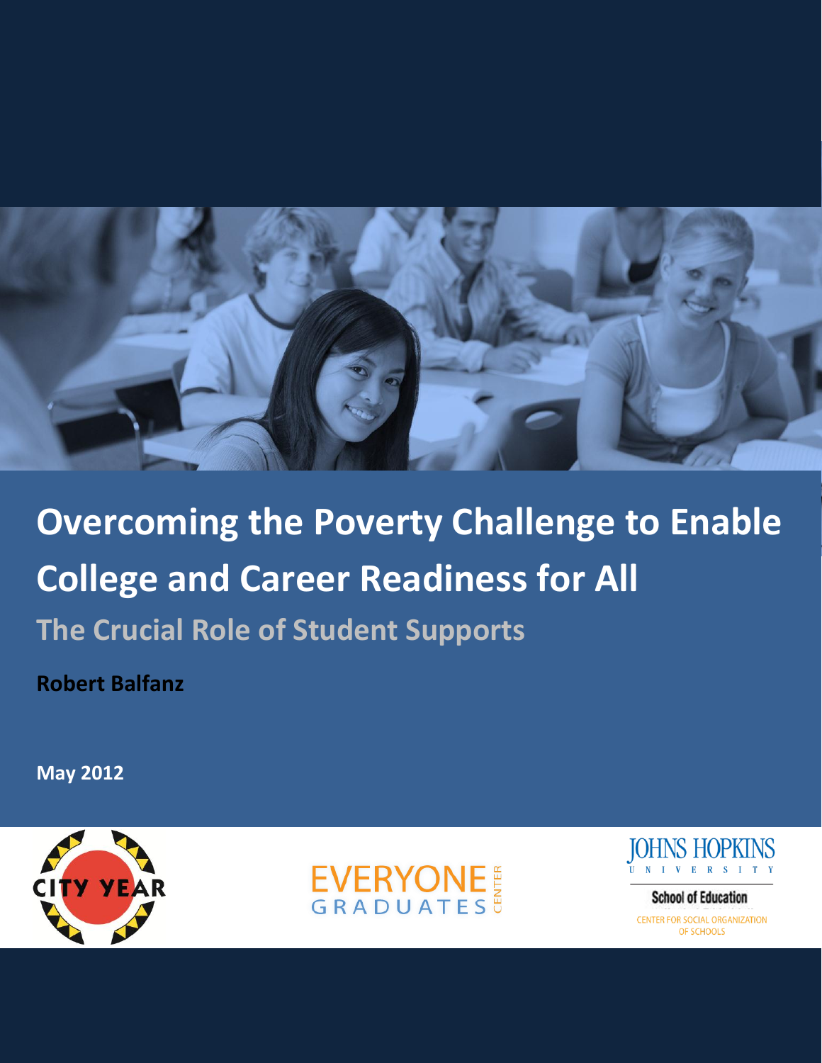# Overcoming the Poverty Challenge to Enable College and Career Readiness for All

## The Crucial Role of Student Supports

**Robert Balfanz**

**May 2012**

CITY YEAR

EVERYONE GRADUATES CENTER

JOHNS HOPKINS UNIVERSITY

School of Education

CENTER FOR SOCIAL ORGANIZATION OF SCHOOLS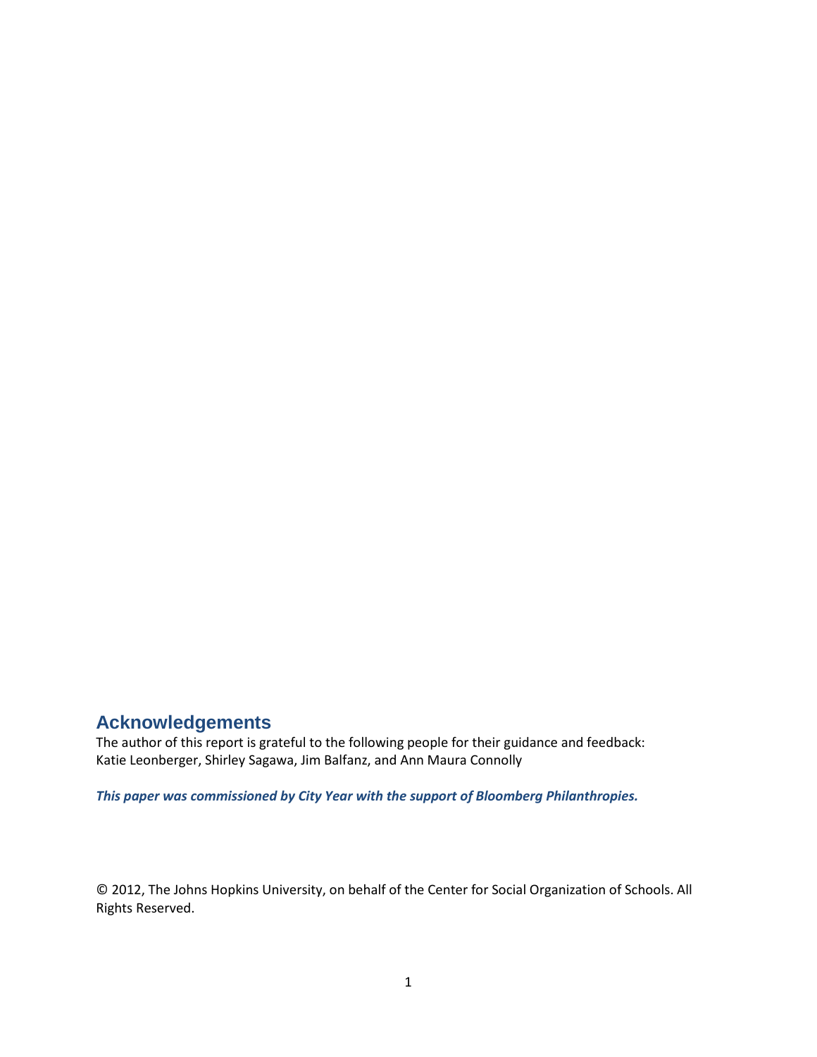## Acknowledgements

The author of this report is grateful to the following people for their guidance and feedback: Katie Leonberger, Shirley Sagawa, Jim Balfanz, and Ann Maura Connolly

***This paper was commissioned by City Year with the support of Bloomberg Philanthropies.***

© 2012, The Johns Hopkins University, on behalf of the Center for Social Organization of Schools. All Rights Reserved.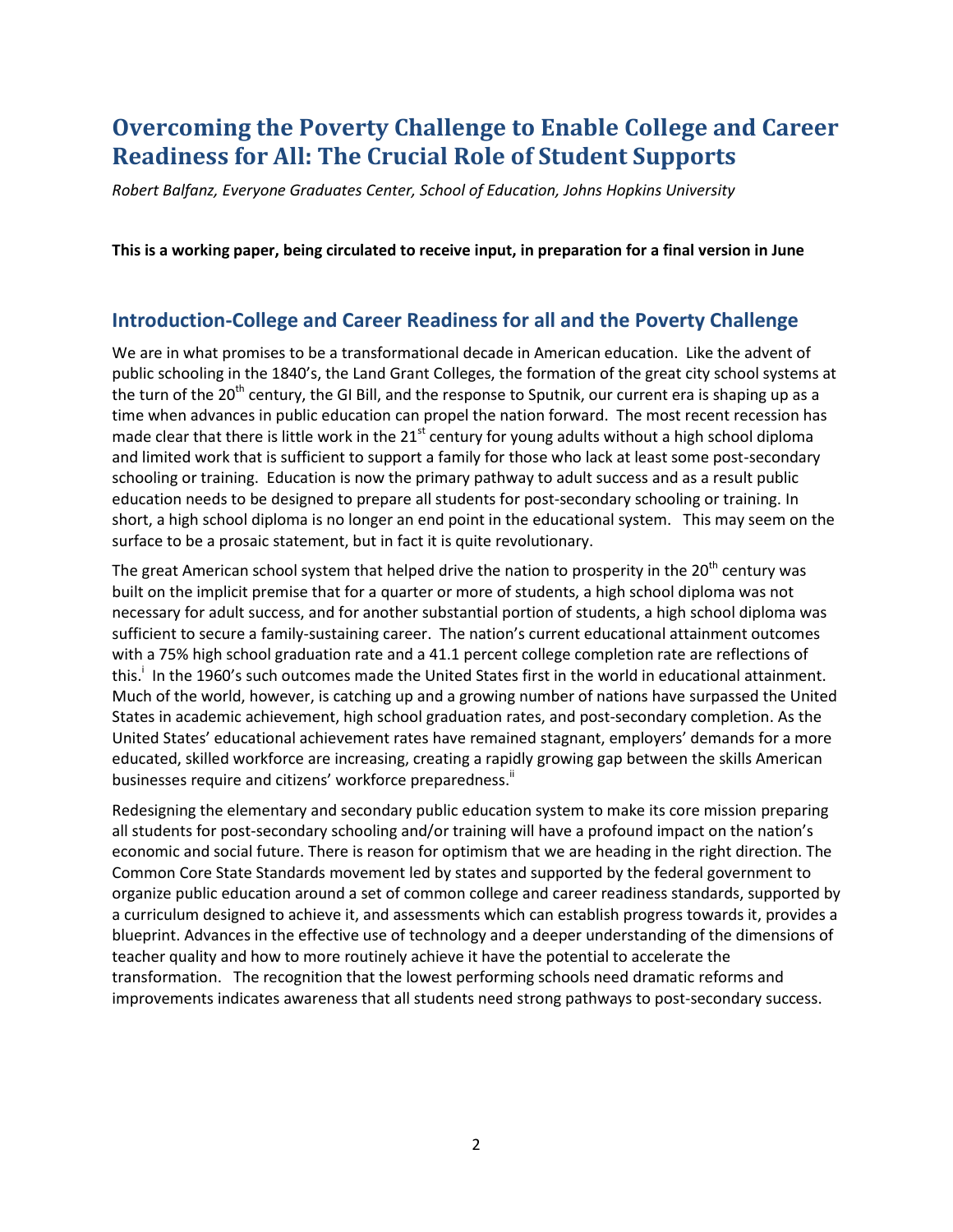# Overcoming the Poverty Challenge to Enable College and Career Readiness for All: The Crucial Role of Student Supports

*Robert Balfanz, Everyone Graduates Center, School of Education, Johns Hopkins University*

**This is a working paper, being circulated to receive input, in preparation for a final version in June**

## Introduction-College and Career Readiness for all and the Poverty Challenge

We are in what promises to be a transformational decade in American education. Like the advent of public schooling in the 1840's, the Land Grant Colleges, the formation of the great city school systems at the turn of the 20th century, the GI Bill, and the response to Sputnik, our current era is shaping up as a time when advances in public education can propel the nation forward. The most recent recession has made clear that there is little work in the 21st century for young adults without a high school diploma and limited work that is sufficient to support a family for those who lack at least some post-secondary schooling or training. Education is now the primary pathway to adult success and as a result public education needs to be designed to prepare all students for post-secondary schooling or training. In short, a high school diploma is no longer an end point in the educational system. This may seem on the surface to be a prosaic statement, but in fact it is quite revolutionary.

The great American school system that helped drive the nation to prosperity in the 20th century was built on the implicit premise that for a quarter or more of students, a high school diploma was not necessary for adult success, and for another substantial portion of students, a high school diploma was sufficient to secure a family-sustaining career. The nation's current educational attainment outcomes with a 75% high school graduation rate and a 41.1 percent college completion rate are reflections of this.[i] In the 1960's such outcomes made the United States first in the world in educational attainment. Much of the world, however, is catching up and a growing number of nations have surpassed the United States in academic achievement, high school graduation rates, and post-secondary completion. As the United States' educational achievement rates have remained stagnant, employers' demands for a more educated, skilled workforce are increasing, creating a rapidly growing gap between the skills American businesses require and citizens' workforce preparedness.[ii]

Redesigning the elementary and secondary public education system to make its core mission preparing all students for post-secondary schooling and/or training will have a profound impact on the nation's economic and social future. There is reason for optimism that we are heading in the right direction. The Common Core State Standards movement led by states and supported by the federal government to organize public education around a set of common college and career readiness standards, supported by a curriculum designed to achieve it, and assessments which can establish progress towards it, provides a blueprint. Advances in the effective use of technology and a deeper understanding of the dimensions of teacher quality and how to more routinely achieve it have the potential to accelerate the transformation. The recognition that the lowest performing schools need dramatic reforms and improvements indicates awareness that all students need strong pathways to post-secondary success.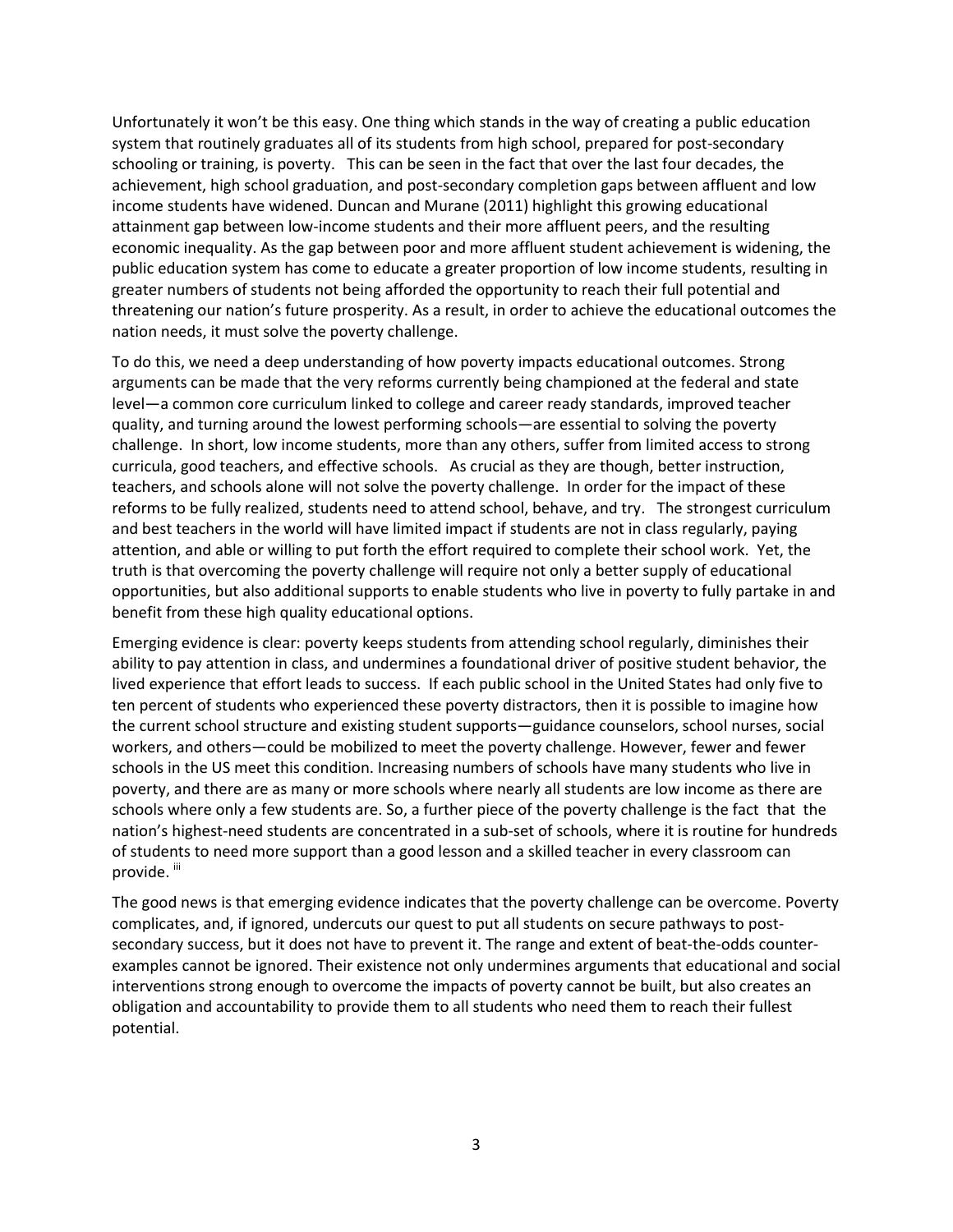Unfortunately it won't be this easy. One thing which stands in the way of creating a public education system that routinely graduates all of its students from high school, prepared for post-secondary schooling or training, is poverty. This can be seen in the fact that over the last four decades, the achievement, high school graduation, and post-secondary completion gaps between affluent and low income students have widened. Duncan and Murane (2011) highlight this growing educational attainment gap between low-income students and their more affluent peers, and the resulting economic inequality. As the gap between poor and more affluent student achievement is widening, the public education system has come to educate a greater proportion of low income students, resulting in greater numbers of students not being afforded the opportunity to reach their full potential and threatening our nation's future prosperity. As a result, in order to achieve the educational outcomes the nation needs, it must solve the poverty challenge.

To do this, we need a deep understanding of how poverty impacts educational outcomes. Strong arguments can be made that the very reforms currently being championed at the federal and state level—a common core curriculum linked to college and career ready standards, improved teacher quality, and turning around the lowest performing schools—are essential to solving the poverty challenge. In short, low income students, more than any others, suffer from limited access to strong curricula, good teachers, and effective schools. As crucial as they are though, better instruction, teachers, and schools alone will not solve the poverty challenge. In order for the impact of these reforms to be fully realized, students need to attend school, behave, and try. The strongest curriculum and best teachers in the world will have limited impact if students are not in class regularly, paying attention, and able or willing to put forth the effort required to complete their school work. Yet, the truth is that overcoming the poverty challenge will require not only a better supply of educational opportunities, but also additional supports to enable students who live in poverty to fully partake in and benefit from these high quality educational options.

Emerging evidence is clear: poverty keeps students from attending school regularly, diminishes their ability to pay attention in class, and undermines a foundational driver of positive student behavior, the lived experience that effort leads to success. If each public school in the United States had only five to ten percent of students who experienced these poverty distractors, then it is possible to imagine how the current school structure and existing student supports—guidance counselors, school nurses, social workers, and others—could be mobilized to meet the poverty challenge. However, fewer and fewer schools in the US meet this condition. Increasing numbers of schools have many students who live in poverty, and there are as many or more schools where nearly all students are low income as there are schools where only a few students are. So, a further piece of the poverty challenge is the fact that the nation's highest-need students are concentrated in a sub-set of schools, where it is routine for hundreds of students to need more support than a good lesson and a skilled teacher in every classroom can provide. [iii]

The good news is that emerging evidence indicates that the poverty challenge can be overcome. Poverty complicates, and, if ignored, undercuts our quest to put all students on secure pathways to post-secondary success, but it does not have to prevent it. The range and extent of beat-the-odds counter-examples cannot be ignored. Their existence not only undermines arguments that educational and social interventions strong enough to overcome the impacts of poverty cannot be built, but also creates an obligation and accountability to provide them to all students who need them to reach their fullest potential.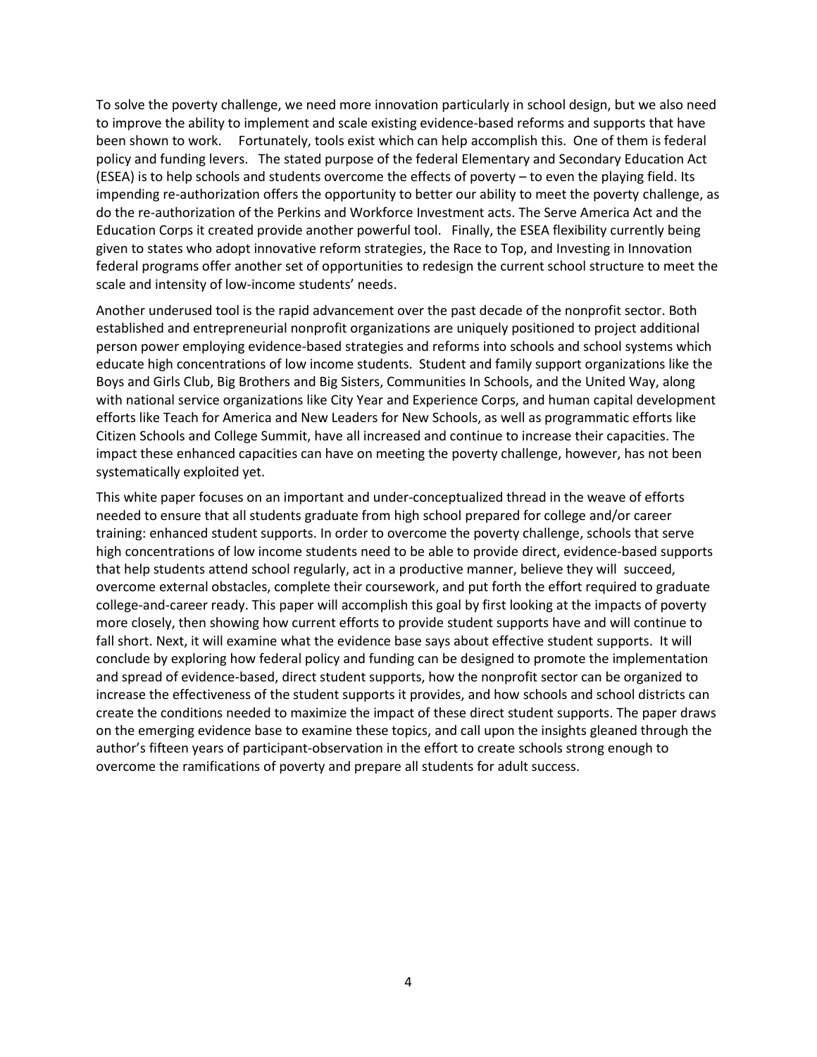To solve the poverty challenge, we need more innovation particularly in school design, but we also need to improve the ability to implement and scale existing evidence-based reforms and supports that have been shown to work. Fortunately, tools exist which can help accomplish this. One of them is federal policy and funding levers. The stated purpose of the federal Elementary and Secondary Education Act (ESEA) is to help schools and students overcome the effects of poverty – to even the playing field. Its impending re-authorization offers the opportunity to better our ability to meet the poverty challenge, as do the re-authorization of the Perkins and Workforce Investment acts. The Serve America Act and the Education Corps it created provide another powerful tool. Finally, the ESEA flexibility currently being given to states who adopt innovative reform strategies, the Race to Top, and Investing in Innovation federal programs offer another set of opportunities to redesign the current school structure to meet the scale and intensity of low-income students' needs.

Another underused tool is the rapid advancement over the past decade of the nonprofit sector. Both established and entrepreneurial nonprofit organizations are uniquely positioned to project additional person power employing evidence-based strategies and reforms into schools and school systems which educate high concentrations of low income students. Student and family support organizations like the Boys and Girls Club, Big Brothers and Big Sisters, Communities In Schools, and the United Way, along with national service organizations like City Year and Experience Corps, and human capital development efforts like Teach for America and New Leaders for New Schools, as well as programmatic efforts like Citizen Schools and College Summit, have all increased and continue to increase their capacities. The impact these enhanced capacities can have on meeting the poverty challenge, however, has not been systematically exploited yet.

This white paper focuses on an important and under-conceptualized thread in the weave of efforts needed to ensure that all students graduate from high school prepared for college and/or career training: enhanced student supports. In order to overcome the poverty challenge, schools that serve high concentrations of low income students need to be able to provide direct, evidence-based supports that help students attend school regularly, act in a productive manner, believe they will succeed, overcome external obstacles, complete their coursework, and put forth the effort required to graduate college-and-career ready. This paper will accomplish this goal by first looking at the impacts of poverty more closely, then showing how current efforts to provide student supports have and will continue to fall short. Next, it will examine what the evidence base says about effective student supports. It will conclude by exploring how federal policy and funding can be designed to promote the implementation and spread of evidence-based, direct student supports, how the nonprofit sector can be organized to increase the effectiveness of the student supports it provides, and how schools and school districts can create the conditions needed to maximize the impact of these direct student supports. The paper draws on the emerging evidence base to examine these topics, and call upon the insights gleaned through the author's fifteen years of participant-observation in the effort to create schools strong enough to overcome the ramifications of poverty and prepare all students for adult success.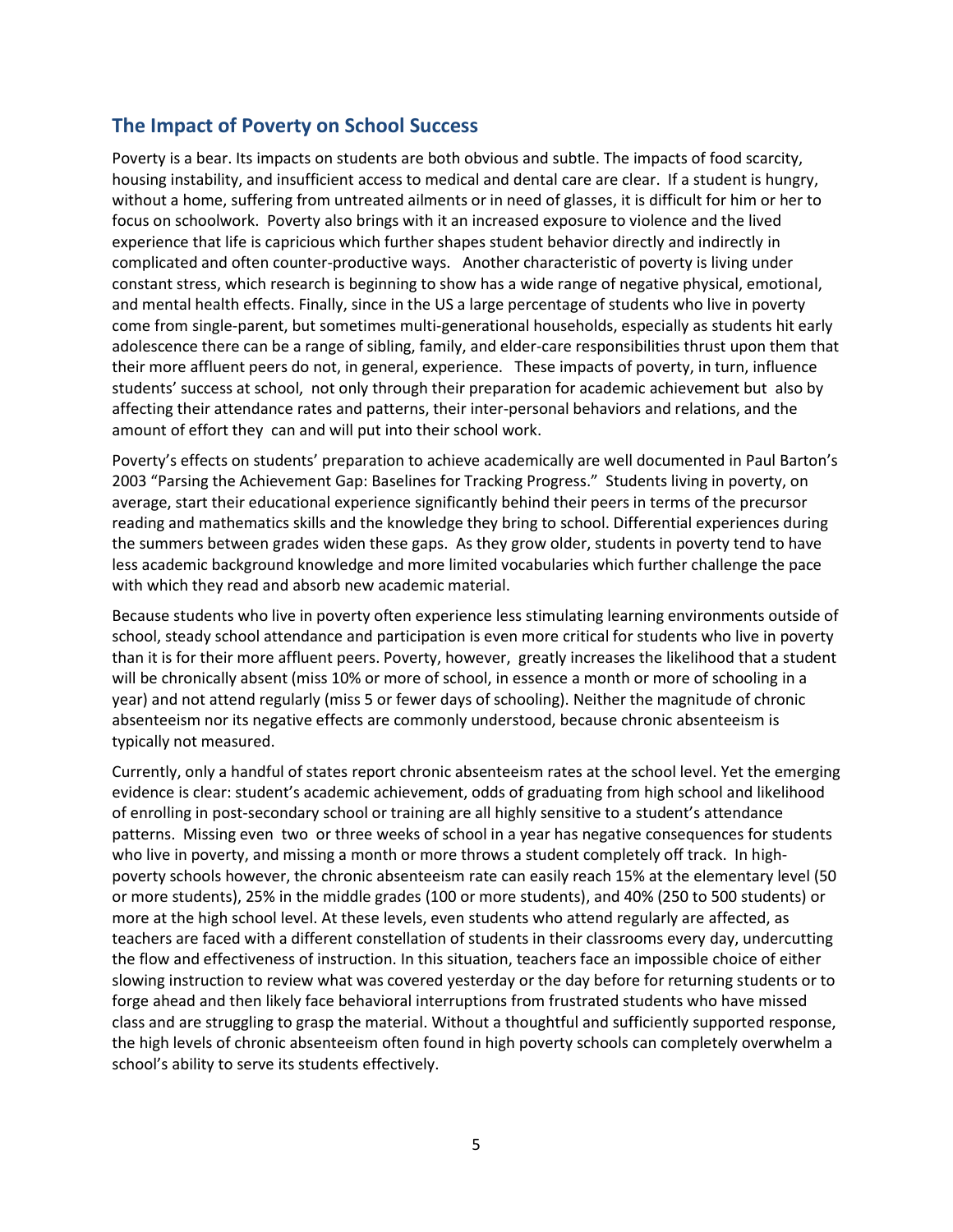## The Impact of Poverty on School Success

Poverty is a bear. Its impacts on students are both obvious and subtle. The impacts of food scarcity, housing instability, and insufficient access to medical and dental care are clear. If a student is hungry, without a home, suffering from untreated ailments or in need of glasses, it is difficult for him or her to focus on schoolwork. Poverty also brings with it an increased exposure to violence and the lived experience that life is capricious which further shapes student behavior directly and indirectly in complicated and often counter-productive ways. Another characteristic of poverty is living under constant stress, which research is beginning to show has a wide range of negative physical, emotional, and mental health effects. Finally, since in the US a large percentage of students who live in poverty come from single-parent, but sometimes multi-generational households, especially as students hit early adolescence there can be a range of sibling, family, and elder-care responsibilities thrust upon them that their more affluent peers do not, in general, experience. These impacts of poverty, in turn, influence students' success at school, not only through their preparation for academic achievement but also by affecting their attendance rates and patterns, their inter-personal behaviors and relations, and the amount of effort they can and will put into their school work.

Poverty's effects on students' preparation to achieve academically are well documented in Paul Barton's 2003 "Parsing the Achievement Gap: Baselines for Tracking Progress." Students living in poverty, on average, start their educational experience significantly behind their peers in terms of the precursor reading and mathematics skills and the knowledge they bring to school. Differential experiences during the summers between grades widen these gaps. As they grow older, students in poverty tend to have less academic background knowledge and more limited vocabularies which further challenge the pace with which they read and absorb new academic material.

Because students who live in poverty often experience less stimulating learning environments outside of school, steady school attendance and participation is even more critical for students who live in poverty than it is for their more affluent peers. Poverty, however, greatly increases the likelihood that a student will be chronically absent (miss 10% or more of school, in essence a month or more of schooling in a year) and not attend regularly (miss 5 or fewer days of schooling). Neither the magnitude of chronic absenteeism nor its negative effects are commonly understood, because chronic absenteeism is typically not measured.

Currently, only a handful of states report chronic absenteeism rates at the school level. Yet the emerging evidence is clear: student's academic achievement, odds of graduating from high school and likelihood of enrolling in post-secondary school or training are all highly sensitive to a student's attendance patterns. Missing even two or three weeks of school in a year has negative consequences for students who live in poverty, and missing a month or more throws a student completely off track. In high-poverty schools however, the chronic absenteeism rate can easily reach 15% at the elementary level (50 or more students), 25% in the middle grades (100 or more students), and 40% (250 to 500 students) or more at the high school level. At these levels, even students who attend regularly are affected, as teachers are faced with a different constellation of students in their classrooms every day, undercutting the flow and effectiveness of instruction. In this situation, teachers face an impossible choice of either slowing instruction to review what was covered yesterday or the day before for returning students or to forge ahead and then likely face behavioral interruptions from frustrated students who have missed class and are struggling to grasp the material. Without a thoughtful and sufficiently supported response, the high levels of chronic absenteeism often found in high poverty schools can completely overwhelm a school's ability to serve its students effectively.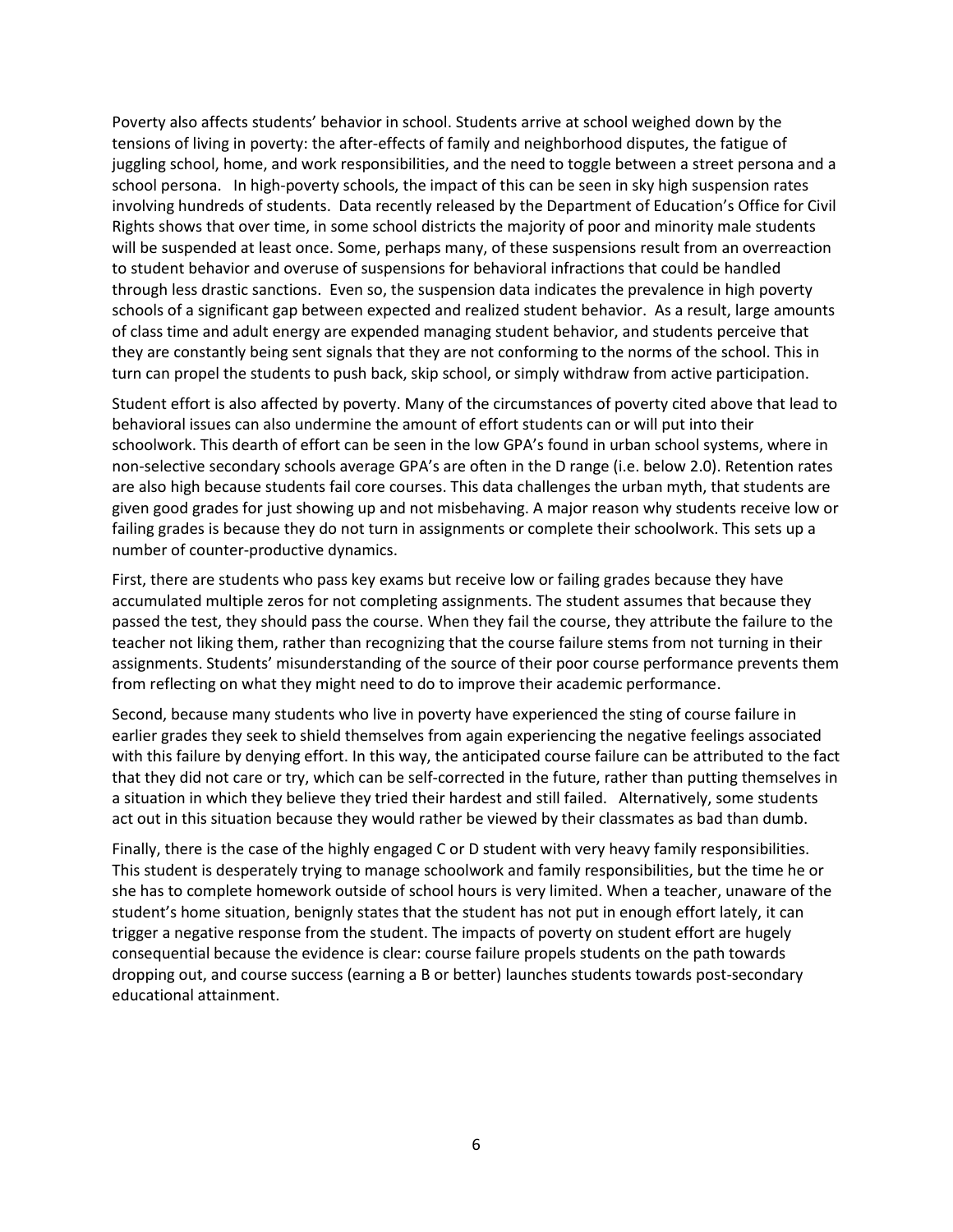Poverty also affects students' behavior in school. Students arrive at school weighed down by the tensions of living in poverty: the after-effects of family and neighborhood disputes, the fatigue of juggling school, home, and work responsibilities, and the need to toggle between a street persona and a school persona. In high-poverty schools, the impact of this can be seen in sky high suspension rates involving hundreds of students. Data recently released by the Department of Education's Office for Civil Rights shows that over time, in some school districts the majority of poor and minority male students will be suspended at least once. Some, perhaps many, of these suspensions result from an overreaction to student behavior and overuse of suspensions for behavioral infractions that could be handled through less drastic sanctions. Even so, the suspension data indicates the prevalence in high poverty schools of a significant gap between expected and realized student behavior. As a result, large amounts of class time and adult energy are expended managing student behavior, and students perceive that they are constantly being sent signals that they are not conforming to the norms of the school. This in turn can propel the students to push back, skip school, or simply withdraw from active participation.

Student effort is also affected by poverty. Many of the circumstances of poverty cited above that lead to behavioral issues can also undermine the amount of effort students can or will put into their schoolwork. This dearth of effort can be seen in the low GPA's found in urban school systems, where in non-selective secondary schools average GPA's are often in the D range (i.e. below 2.0). Retention rates are also high because students fail core courses. This data challenges the urban myth, that students are given good grades for just showing up and not misbehaving. A major reason why students receive low or failing grades is because they do not turn in assignments or complete their schoolwork. This sets up a number of counter-productive dynamics.

First, there are students who pass key exams but receive low or failing grades because they have accumulated multiple zeros for not completing assignments. The student assumes that because they passed the test, they should pass the course. When they fail the course, they attribute the failure to the teacher not liking them, rather than recognizing that the course failure stems from not turning in their assignments. Students' misunderstanding of the source of their poor course performance prevents them from reflecting on what they might need to do to improve their academic performance.

Second, because many students who live in poverty have experienced the sting of course failure in earlier grades they seek to shield themselves from again experiencing the negative feelings associated with this failure by denying effort. In this way, the anticipated course failure can be attributed to the fact that they did not care or try, which can be self-corrected in the future, rather than putting themselves in a situation in which they believe they tried their hardest and still failed. Alternatively, some students act out in this situation because they would rather be viewed by their classmates as bad than dumb.

Finally, there is the case of the highly engaged C or D student with very heavy family responsibilities. This student is desperately trying to manage schoolwork and family responsibilities, but the time he or she has to complete homework outside of school hours is very limited. When a teacher, unaware of the student's home situation, benignly states that the student has not put in enough effort lately, it can trigger a negative response from the student. The impacts of poverty on student effort are hugely consequential because the evidence is clear: course failure propels students on the path towards dropping out, and course success (earning a B or better) launches students towards post-secondary educational attainment.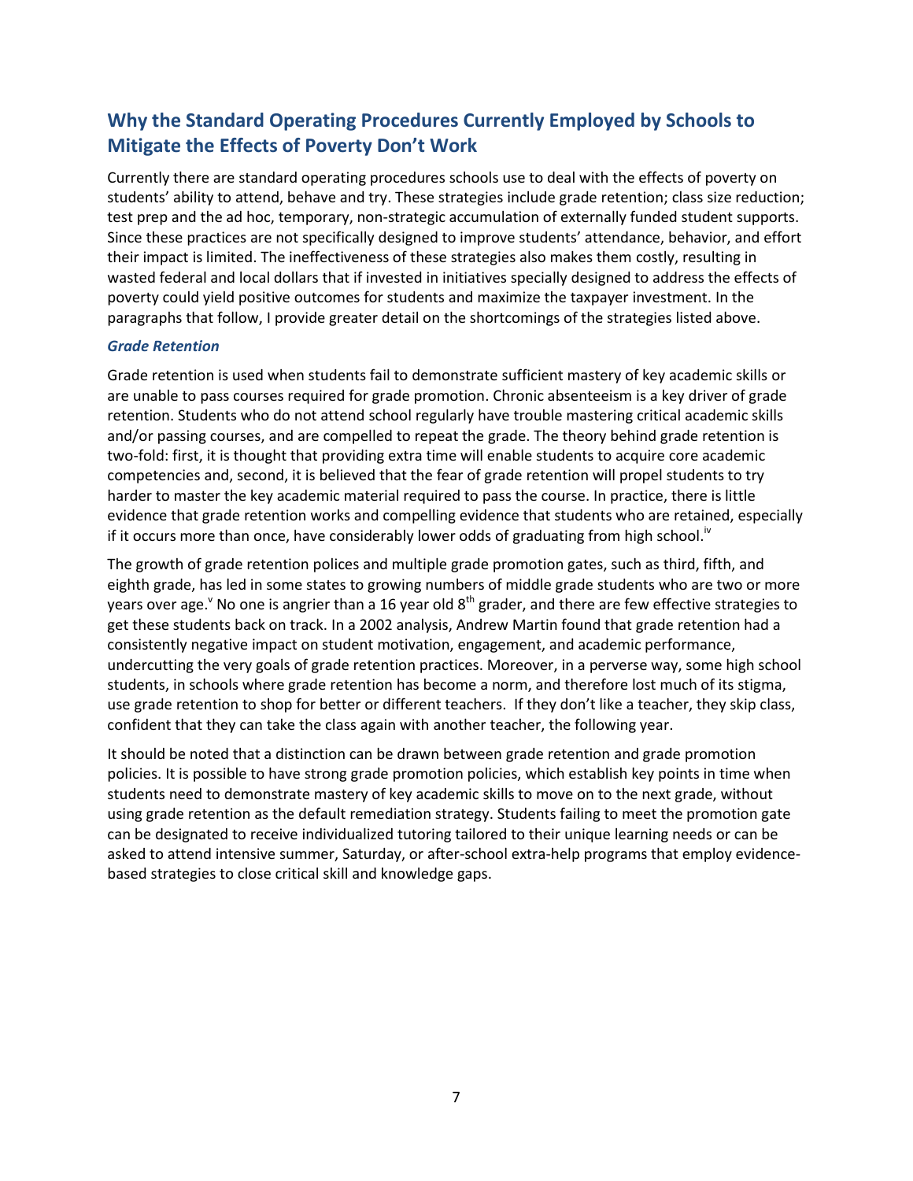## Why the Standard Operating Procedures Currently Employed by Schools to Mitigate the Effects of Poverty Don't Work

Currently there are standard operating procedures schools use to deal with the effects of poverty on students' ability to attend, behave and try. These strategies include grade retention; class size reduction; test prep and the ad hoc, temporary, non-strategic accumulation of externally funded student supports. Since these practices are not specifically designed to improve students' attendance, behavior, and effort their impact is limited. The ineffectiveness of these strategies also makes them costly, resulting in wasted federal and local dollars that if invested in initiatives specially designed to address the effects of poverty could yield positive outcomes for students and maximize the taxpayer investment. In the paragraphs that follow, I provide greater detail on the shortcomings of the strategies listed above.

### *Grade Retention*

Grade retention is used when students fail to demonstrate sufficient mastery of key academic skills or are unable to pass courses required for grade promotion. Chronic absenteeism is a key driver of grade retention. Students who do not attend school regularly have trouble mastering critical academic skills and/or passing courses, and are compelled to repeat the grade. The theory behind grade retention is two-fold: first, it is thought that providing extra time will enable students to acquire core academic competencies and, second, it is believed that the fear of grade retention will propel students to try harder to master the key academic material required to pass the course. In practice, there is little evidence that grade retention works and compelling evidence that students who are retained, especially if it occurs more than once, have considerably lower odds of graduating from high school.[iv]

The growth of grade retention polices and multiple grade promotion gates, such as third, fifth, and eighth grade, has led in some states to growing numbers of middle grade students who are two or more years over age.[v] No one is angrier than a 16 year old 8th grader, and there are few effective strategies to get these students back on track. In a 2002 analysis, Andrew Martin found that grade retention had a consistently negative impact on student motivation, engagement, and academic performance, undercutting the very goals of grade retention practices. Moreover, in a perverse way, some high school students, in schools where grade retention has become a norm, and therefore lost much of its stigma, use grade retention to shop for better or different teachers. If they don't like a teacher, they skip class, confident that they can take the class again with another teacher, the following year.

It should be noted that a distinction can be drawn between grade retention and grade promotion policies. It is possible to have strong grade promotion policies, which establish key points in time when students need to demonstrate mastery of key academic skills to move on to the next grade, without using grade retention as the default remediation strategy. Students failing to meet the promotion gate can be designated to receive individualized tutoring tailored to their unique learning needs or can be asked to attend intensive summer, Saturday, or after-school extra-help programs that employ evidence-based strategies to close critical skill and knowledge gaps.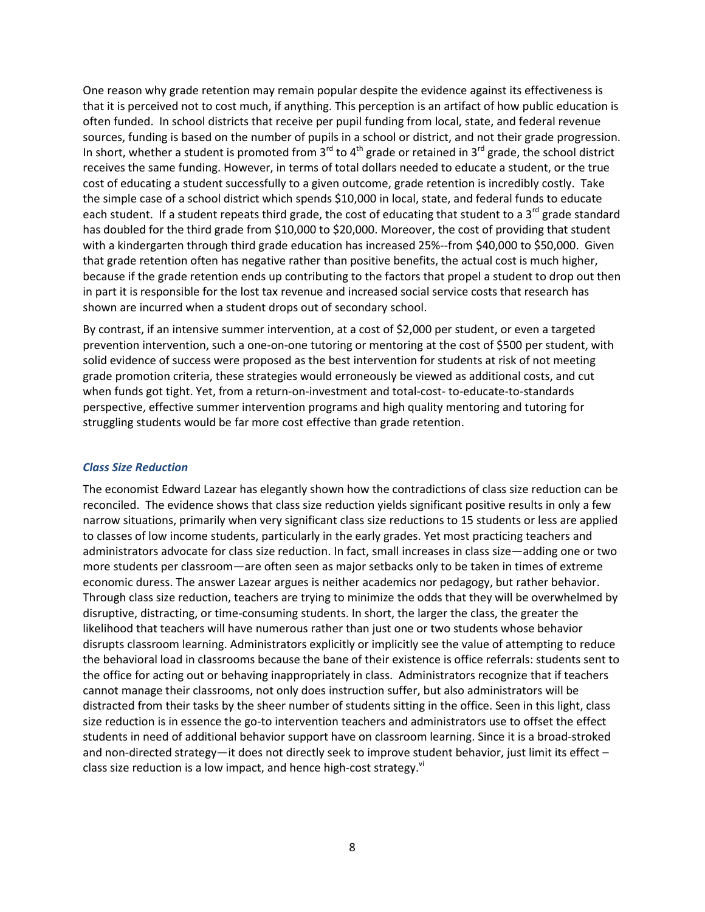One reason why grade retention may remain popular despite the evidence against its effectiveness is that it is perceived not to cost much, if anything. This perception is an artifact of how public education is often funded. In school districts that receive per pupil funding from local, state, and federal revenue sources, funding is based on the number of pupils in a school or district, and not their grade progression. In short, whether a student is promoted from 3rd to 4th grade or retained in 3rd grade, the school district receives the same funding. However, in terms of total dollars needed to educate a student, or the true cost of educating a student successfully to a given outcome, grade retention is incredibly costly. Take the simple case of a school district which spends $10,000 in local, state, and federal funds to educate each student. If a student repeats third grade, the cost of educating that student to a 3rd grade standard has doubled for the third grade from $10,000 to $20,000. Moreover, the cost of providing that student with a kindergarten through third grade education has increased 25%--from $40,000 to $50,000. Given that grade retention often has negative rather than positive benefits, the actual cost is much higher, because if the grade retention ends up contributing to the factors that propel a student to drop out then in part it is responsible for the lost tax revenue and increased social service costs that research has shown are incurred when a student drops out of secondary school.

By contrast, if an intensive summer intervention, at a cost of $2,000 per student, or even a targeted prevention intervention, such a one-on-one tutoring or mentoring at the cost of $500 per student, with solid evidence of success were proposed as the best intervention for students at risk of not meeting grade promotion criteria, these strategies would erroneously be viewed as additional costs, and cut when funds got tight. Yet, from a return-on-investment and total-cost- to-educate-to-standards perspective, effective summer intervention programs and high quality mentoring and tutoring for struggling students would be far more cost effective than grade retention.

### *Class Size Reduction*

The economist Edward Lazear has elegantly shown how the contradictions of class size reduction can be reconciled. The evidence shows that class size reduction yields significant positive results in only a few narrow situations, primarily when very significant class size reductions to 15 students or less are applied to classes of low income students, particularly in the early grades. Yet most practicing teachers and administrators advocate for class size reduction. In fact, small increases in class size—adding one or two more students per classroom—are often seen as major setbacks only to be taken in times of extreme economic duress. The answer Lazear argues is neither academics nor pedagogy, but rather behavior. Through class size reduction, teachers are trying to minimize the odds that they will be overwhelmed by disruptive, distracting, or time-consuming students. In short, the larger the class, the greater the likelihood that teachers will have numerous rather than just one or two students whose behavior disrupts classroom learning. Administrators explicitly or implicitly see the value of attempting to reduce the behavioral load in classrooms because the bane of their existence is office referrals: students sent to the office for acting out or behaving inappropriately in class. Administrators recognize that if teachers cannot manage their classrooms, not only does instruction suffer, but also administrators will be distracted from their tasks by the sheer number of students sitting in the office. Seen in this light, class size reduction is in essence the go-to intervention teachers and administrators use to offset the effect students in need of additional behavior support have on classroom learning. Since it is a broad-stroked and non-directed strategy—it does not directly seek to improve student behavior, just limit its effect – class size reduction is a low impact, and hence high-cost strategy.[vi]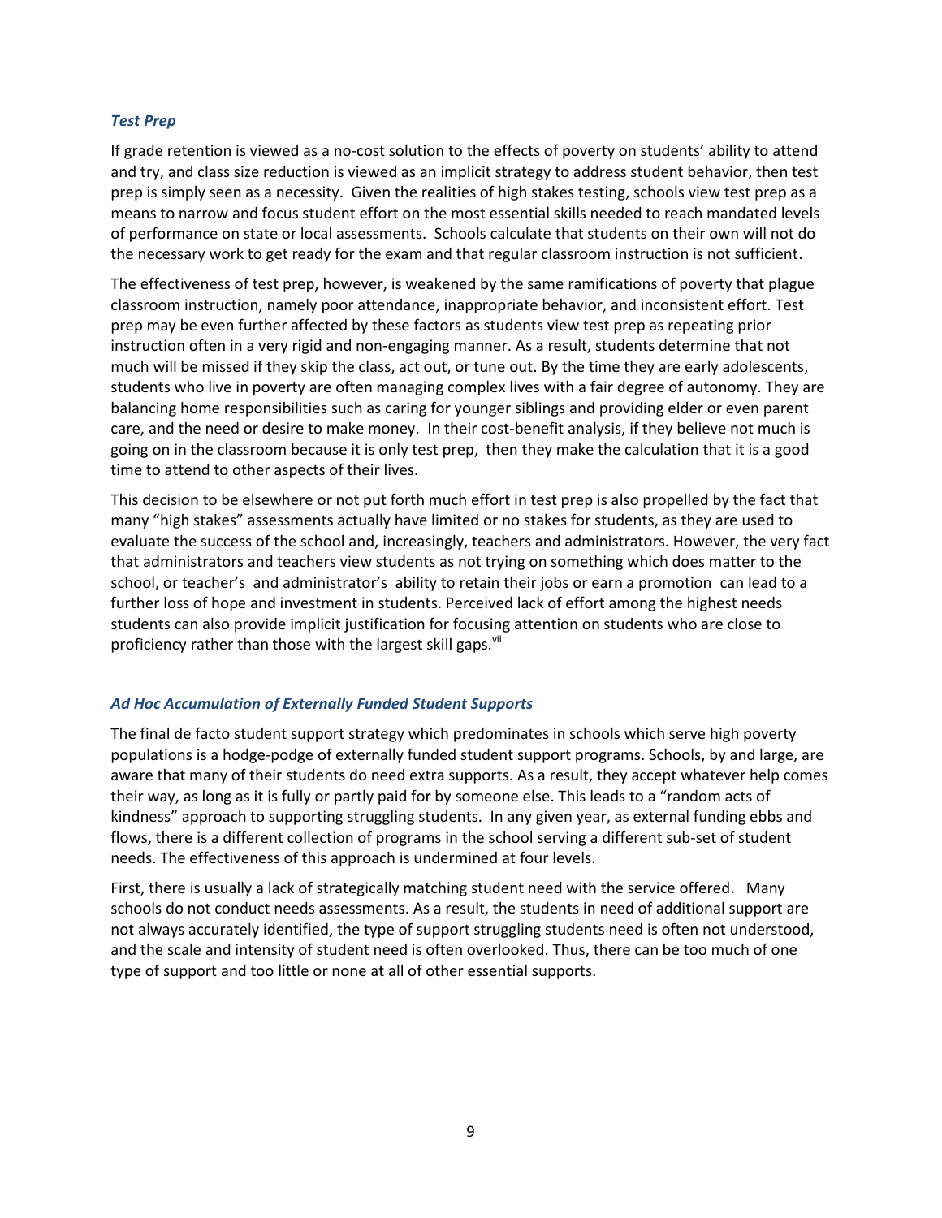### *Test Prep*

If grade retention is viewed as a no-cost solution to the effects of poverty on students' ability to attend and try, and class size reduction is viewed as an implicit strategy to address student behavior, then test prep is simply seen as a necessity. Given the realities of high stakes testing, schools view test prep as a means to narrow and focus student effort on the most essential skills needed to reach mandated levels of performance on state or local assessments. Schools calculate that students on their own will not do the necessary work to get ready for the exam and that regular classroom instruction is not sufficient.

The effectiveness of test prep, however, is weakened by the same ramifications of poverty that plague classroom instruction, namely poor attendance, inappropriate behavior, and inconsistent effort. Test prep may be even further affected by these factors as students view test prep as repeating prior instruction often in a very rigid and non-engaging manner. As a result, students determine that not much will be missed if they skip the class, act out, or tune out. By the time they are early adolescents, students who live in poverty are often managing complex lives with a fair degree of autonomy. They are balancing home responsibilities such as caring for younger siblings and providing elder or even parent care, and the need or desire to make money. In their cost-benefit analysis, if they believe not much is going on in the classroom because it is only test prep, then they make the calculation that it is a good time to attend to other aspects of their lives.

This decision to be elsewhere or not put forth much effort in test prep is also propelled by the fact that many "high stakes" assessments actually have limited or no stakes for students, as they are used to evaluate the success of the school and, increasingly, teachers and administrators. However, the very fact that administrators and teachers view students as not trying on something which does matter to the school, or teacher's and administrator's ability to retain their jobs or earn a promotion can lead to a further loss of hope and investment in students. Perceived lack of effort among the highest needs students can also provide implicit justification for focusing attention on students who are close to proficiency rather than those with the largest skill gaps.[vii]

### *Ad Hoc Accumulation of Externally Funded Student Supports*

The final de facto student support strategy which predominates in schools which serve high poverty populations is a hodge-podge of externally funded student support programs. Schools, by and large, are aware that many of their students do need extra supports. As a result, they accept whatever help comes their way, as long as it is fully or partly paid for by someone else. This leads to a "random acts of kindness" approach to supporting struggling students. In any given year, as external funding ebbs and flows, there is a different collection of programs in the school serving a different sub-set of student needs. The effectiveness of this approach is undermined at four levels.

First, there is usually a lack of strategically matching student need with the service offered. Many schools do not conduct needs assessments. As a result, the students in need of additional support are not always accurately identified, the type of support struggling students need is often not understood, and the scale and intensity of student need is often overlooked. Thus, there can be too much of one type of support and too little or none at all of other essential supports.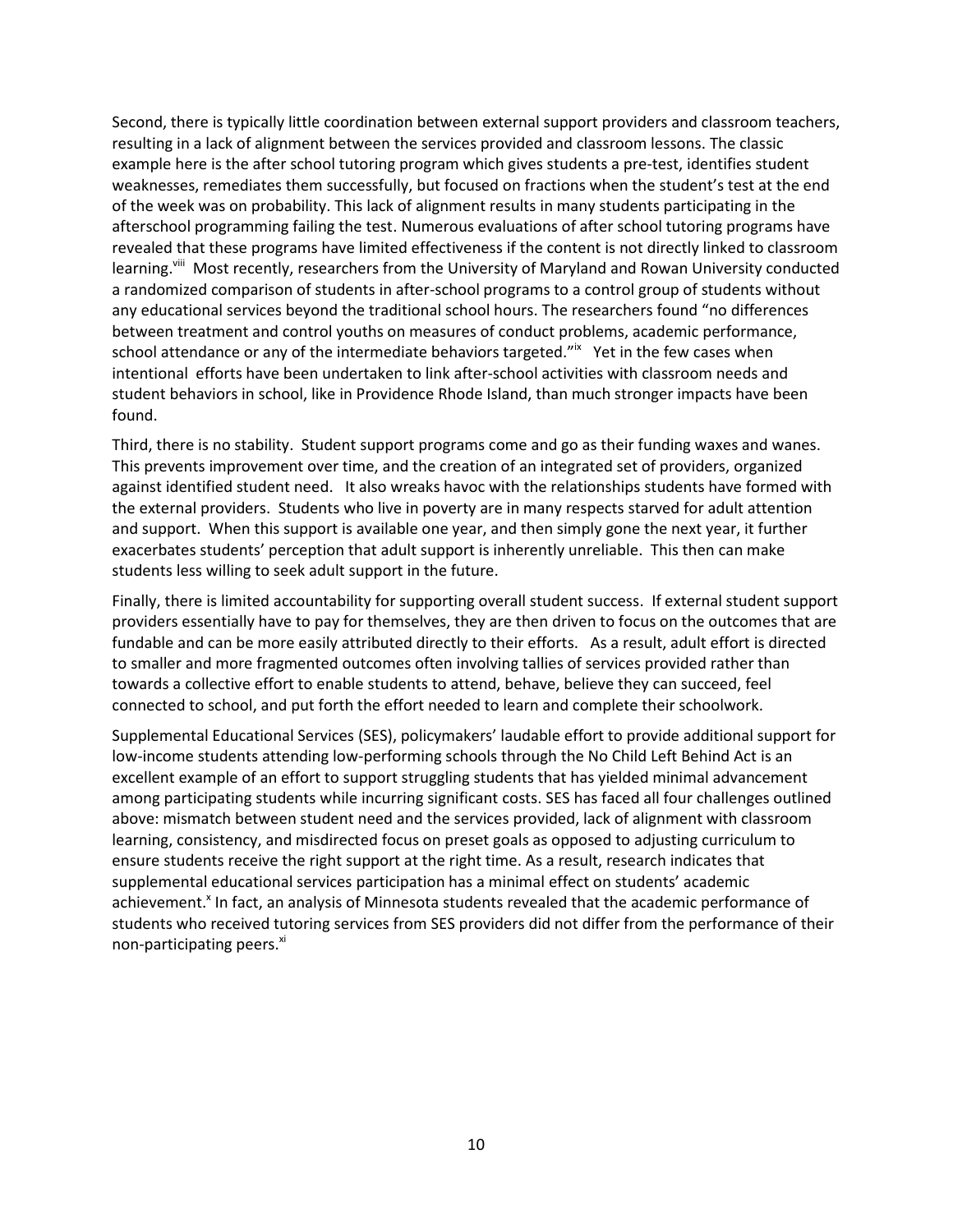Second, there is typically little coordination between external support providers and classroom teachers, resulting in a lack of alignment between the services provided and classroom lessons. The classic example here is the after school tutoring program which gives students a pre-test, identifies student weaknesses, remediates them successfully, but focused on fractions when the student's test at the end of the week was on probability. This lack of alignment results in many students participating in the afterschool programming failing the test. Numerous evaluations of after school tutoring programs have revealed that these programs have limited effectiveness if the content is not directly linked to classroom learning.[viii] Most recently, researchers from the University of Maryland and Rowan University conducted a randomized comparison of students in after-school programs to a control group of students without any educational services beyond the traditional school hours. The researchers found "no differences between treatment and control youths on measures of conduct problems, academic performance, school attendance or any of the intermediate behaviors targeted."[ix] Yet in the few cases when intentional efforts have been undertaken to link after-school activities with classroom needs and student behaviors in school, like in Providence Rhode Island, than much stronger impacts have been found.

Third, there is no stability. Student support programs come and go as their funding waxes and wanes. This prevents improvement over time, and the creation of an integrated set of providers, organized against identified student need. It also wreaks havoc with the relationships students have formed with the external providers. Students who live in poverty are in many respects starved for adult attention and support. When this support is available one year, and then simply gone the next year, it further exacerbates students' perception that adult support is inherently unreliable. This then can make students less willing to seek adult support in the future.

Finally, there is limited accountability for supporting overall student success. If external student support providers essentially have to pay for themselves, they are then driven to focus on the outcomes that are fundable and can be more easily attributed directly to their efforts. As a result, adult effort is directed to smaller and more fragmented outcomes often involving tallies of services provided rather than towards a collective effort to enable students to attend, behave, believe they can succeed, feel connected to school, and put forth the effort needed to learn and complete their schoolwork.

Supplemental Educational Services (SES), policymakers' laudable effort to provide additional support for low-income students attending low-performing schools through the No Child Left Behind Act is an excellent example of an effort to support struggling students that has yielded minimal advancement among participating students while incurring significant costs. SES has faced all four challenges outlined above: mismatch between student need and the services provided, lack of alignment with classroom learning, consistency, and misdirected focus on preset goals as opposed to adjusting curriculum to ensure students receive the right support at the right time. As a result, research indicates that supplemental educational services participation has a minimal effect on students' academic achievement.[x] In fact, an analysis of Minnesota students revealed that the academic performance of students who received tutoring services from SES providers did not differ from the performance of their non-participating peers.[xi]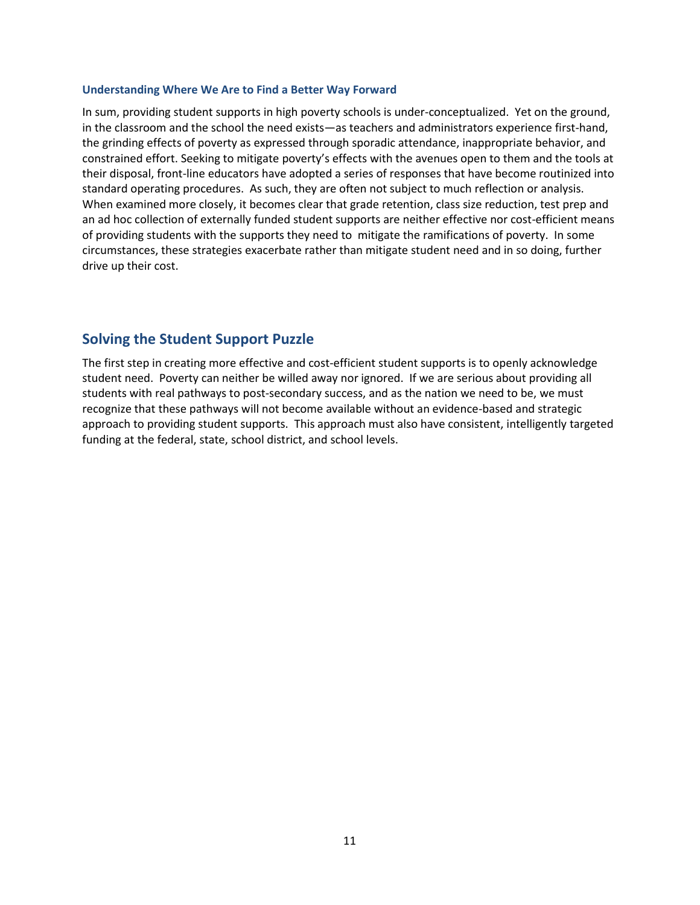### Understanding Where We Are to Find a Better Way Forward

In sum, providing student supports in high poverty schools is under-conceptualized. Yet on the ground, in the classroom and the school the need exists—as teachers and administrators experience first-hand, the grinding effects of poverty as expressed through sporadic attendance, inappropriate behavior, and constrained effort. Seeking to mitigate poverty's effects with the avenues open to them and the tools at their disposal, front-line educators have adopted a series of responses that have become routinized into standard operating procedures. As such, they are often not subject to much reflection or analysis. When examined more closely, it becomes clear that grade retention, class size reduction, test prep and an ad hoc collection of externally funded student supports are neither effective nor cost-efficient means of providing students with the supports they need to mitigate the ramifications of poverty. In some circumstances, these strategies exacerbate rather than mitigate student need and in so doing, further drive up their cost.

## Solving the Student Support Puzzle

The first step in creating more effective and cost-efficient student supports is to openly acknowledge student need. Poverty can neither be willed away nor ignored. If we are serious about providing all students with real pathways to post-secondary success, and as the nation we need to be, we must recognize that these pathways will not become available without an evidence-based and strategic approach to providing student supports. This approach must also have consistent, intelligently targeted funding at the federal, state, school district, and school levels.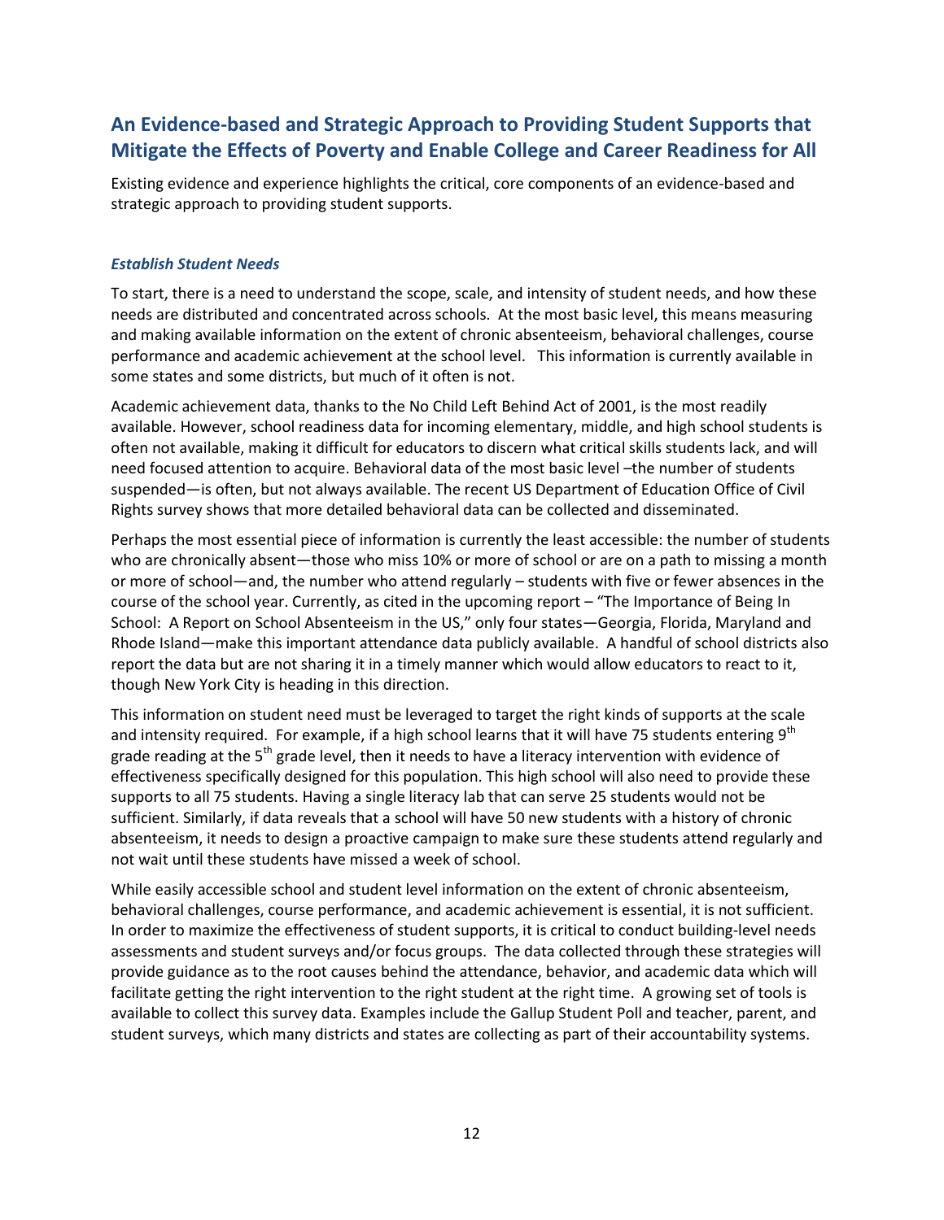## An Evidence-based and Strategic Approach to Providing Student Supports that Mitigate the Effects of Poverty and Enable College and Career Readiness for All

Existing evidence and experience highlights the critical, core components of an evidence-based and strategic approach to providing student supports.

### *Establish Student Needs*

To start, there is a need to understand the scope, scale, and intensity of student needs, and how these needs are distributed and concentrated across schools. At the most basic level, this means measuring and making available information on the extent of chronic absenteeism, behavioral challenges, course performance and academic achievement at the school level. This information is currently available in some states and some districts, but much of it often is not.

Academic achievement data, thanks to the No Child Left Behind Act of 2001, is the most readily available. However, school readiness data for incoming elementary, middle, and high school students is often not available, making it difficult for educators to discern what critical skills students lack, and will need focused attention to acquire. Behavioral data of the most basic level –the number of students suspended—is often, but not always available. The recent US Department of Education Office of Civil Rights survey shows that more detailed behavioral data can be collected and disseminated.

Perhaps the most essential piece of information is currently the least accessible: the number of students who are chronically absent—those who miss 10% or more of school or are on a path to missing a month or more of school—and, the number who attend regularly – students with five or fewer absences in the course of the school year. Currently, as cited in the upcoming report – "The Importance of Being In School: A Report on School Absenteeism in the US," only four states—Georgia, Florida, Maryland and Rhode Island—make this important attendance data publicly available. A handful of school districts also report the data but are not sharing it in a timely manner which would allow educators to react to it, though New York City is heading in this direction.

This information on student need must be leveraged to target the right kinds of supports at the scale and intensity required. For example, if a high school learns that it will have 75 students entering 9th grade reading at the 5th grade level, then it needs to have a literacy intervention with evidence of effectiveness specifically designed for this population. This high school will also need to provide these supports to all 75 students. Having a single literacy lab that can serve 25 students would not be sufficient. Similarly, if data reveals that a school will have 50 new students with a history of chronic absenteeism, it needs to design a proactive campaign to make sure these students attend regularly and not wait until these students have missed a week of school.

While easily accessible school and student level information on the extent of chronic absenteeism, behavioral challenges, course performance, and academic achievement is essential, it is not sufficient. In order to maximize the effectiveness of student supports, it is critical to conduct building-level needs assessments and student surveys and/or focus groups. The data collected through these strategies will provide guidance as to the root causes behind the attendance, behavior, and academic data which will facilitate getting the right intervention to the right student at the right time. A growing set of tools is available to collect this survey data. Examples include the Gallup Student Poll and teacher, parent, and student surveys, which many districts and states are collecting as part of their accountability systems.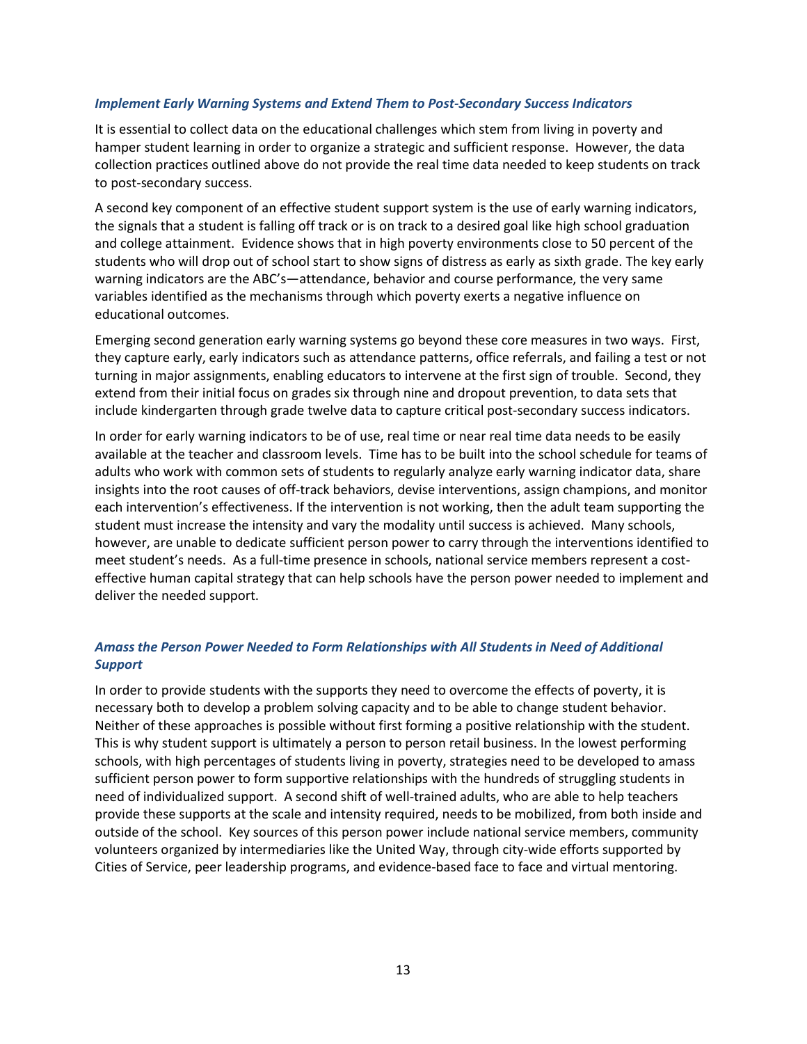### *Implement Early Warning Systems and Extend Them to Post-Secondary Success Indicators*

It is essential to collect data on the educational challenges which stem from living in poverty and hamper student learning in order to organize a strategic and sufficient response. However, the data collection practices outlined above do not provide the real time data needed to keep students on track to post-secondary success.

A second key component of an effective student support system is the use of early warning indicators, the signals that a student is falling off track or is on track to a desired goal like high school graduation and college attainment. Evidence shows that in high poverty environments close to 50 percent of the students who will drop out of school start to show signs of distress as early as sixth grade. The key early warning indicators are the ABC's—attendance, behavior and course performance, the very same variables identified as the mechanisms through which poverty exerts a negative influence on educational outcomes.

Emerging second generation early warning systems go beyond these core measures in two ways. First, they capture early, early indicators such as attendance patterns, office referrals, and failing a test or not turning in major assignments, enabling educators to intervene at the first sign of trouble. Second, they extend from their initial focus on grades six through nine and dropout prevention, to data sets that include kindergarten through grade twelve data to capture critical post-secondary success indicators.

In order for early warning indicators to be of use, real time or near real time data needs to be easily available at the teacher and classroom levels. Time has to be built into the school schedule for teams of adults who work with common sets of students to regularly analyze early warning indicator data, share insights into the root causes of off-track behaviors, devise interventions, assign champions, and monitor each intervention's effectiveness. If the intervention is not working, then the adult team supporting the student must increase the intensity and vary the modality until success is achieved. Many schools, however, are unable to dedicate sufficient person power to carry through the interventions identified to meet student's needs. As a full-time presence in schools, national service members represent a cost-effective human capital strategy that can help schools have the person power needed to implement and deliver the needed support.

### *Amass the Person Power Needed to Form Relationships with All Students in Need of Additional Support*

In order to provide students with the supports they need to overcome the effects of poverty, it is necessary both to develop a problem solving capacity and to be able to change student behavior. Neither of these approaches is possible without first forming a positive relationship with the student. This is why student support is ultimately a person to person retail business. In the lowest performing schools, with high percentages of students living in poverty, strategies need to be developed to amass sufficient person power to form supportive relationships with the hundreds of struggling students in need of individualized support. A second shift of well-trained adults, who are able to help teachers provide these supports at the scale and intensity required, needs to be mobilized, from both inside and outside of the school. Key sources of this person power include national service members, community volunteers organized by intermediaries like the United Way, through city-wide efforts supported by Cities of Service, peer leadership programs, and evidence-based face to face and virtual mentoring.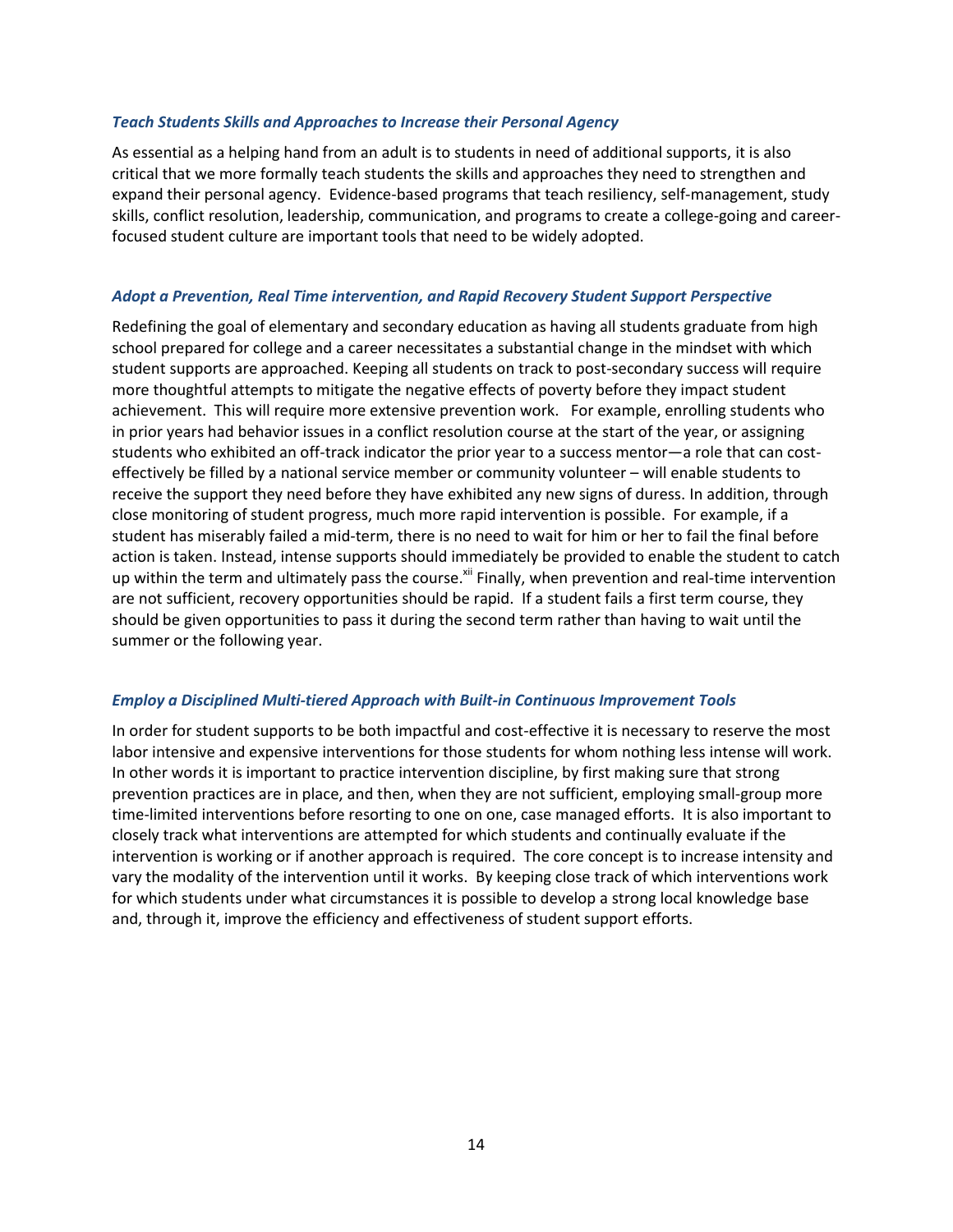### *Teach Students Skills and Approaches to Increase their Personal Agency*

As essential as a helping hand from an adult is to students in need of additional supports, it is also critical that we more formally teach students the skills and approaches they need to strengthen and expand their personal agency. Evidence-based programs that teach resiliency, self-management, study skills, conflict resolution, leadership, communication, and programs to create a college-going and career-focused student culture are important tools that need to be widely adopted.

### *Adopt a Prevention, Real Time intervention, and Rapid Recovery Student Support Perspective*

Redefining the goal of elementary and secondary education as having all students graduate from high school prepared for college and a career necessitates a substantial change in the mindset with which student supports are approached. Keeping all students on track to post-secondary success will require more thoughtful attempts to mitigate the negative effects of poverty before they impact student achievement. This will require more extensive prevention work. For example, enrolling students who in prior years had behavior issues in a conflict resolution course at the start of the year, or assigning students who exhibited an off-track indicator the prior year to a success mentor—a role that can cost-effectively be filled by a national service member or community volunteer – will enable students to receive the support they need before they have exhibited any new signs of duress. In addition, through close monitoring of student progress, much more rapid intervention is possible. For example, if a student has miserably failed a mid-term, there is no need to wait for him or her to fail the final before action is taken. Instead, intense supports should immediately be provided to enable the student to catch up within the term and ultimately pass the course.[xii] Finally, when prevention and real-time intervention are not sufficient, recovery opportunities should be rapid. If a student fails a first term course, they should be given opportunities to pass it during the second term rather than having to wait until the summer or the following year.

### *Employ a Disciplined Multi-tiered Approach with Built-in Continuous Improvement Tools*

In order for student supports to be both impactful and cost-effective it is necessary to reserve the most labor intensive and expensive interventions for those students for whom nothing less intense will work. In other words it is important to practice intervention discipline, by first making sure that strong prevention practices are in place, and then, when they are not sufficient, employing small-group more time-limited interventions before resorting to one on one, case managed efforts. It is also important to closely track what interventions are attempted for which students and continually evaluate if the intervention is working or if another approach is required. The core concept is to increase intensity and vary the modality of the intervention until it works. By keeping close track of which interventions work for which students under what circumstances it is possible to develop a strong local knowledge base and, through it, improve the efficiency and effectiveness of student support efforts.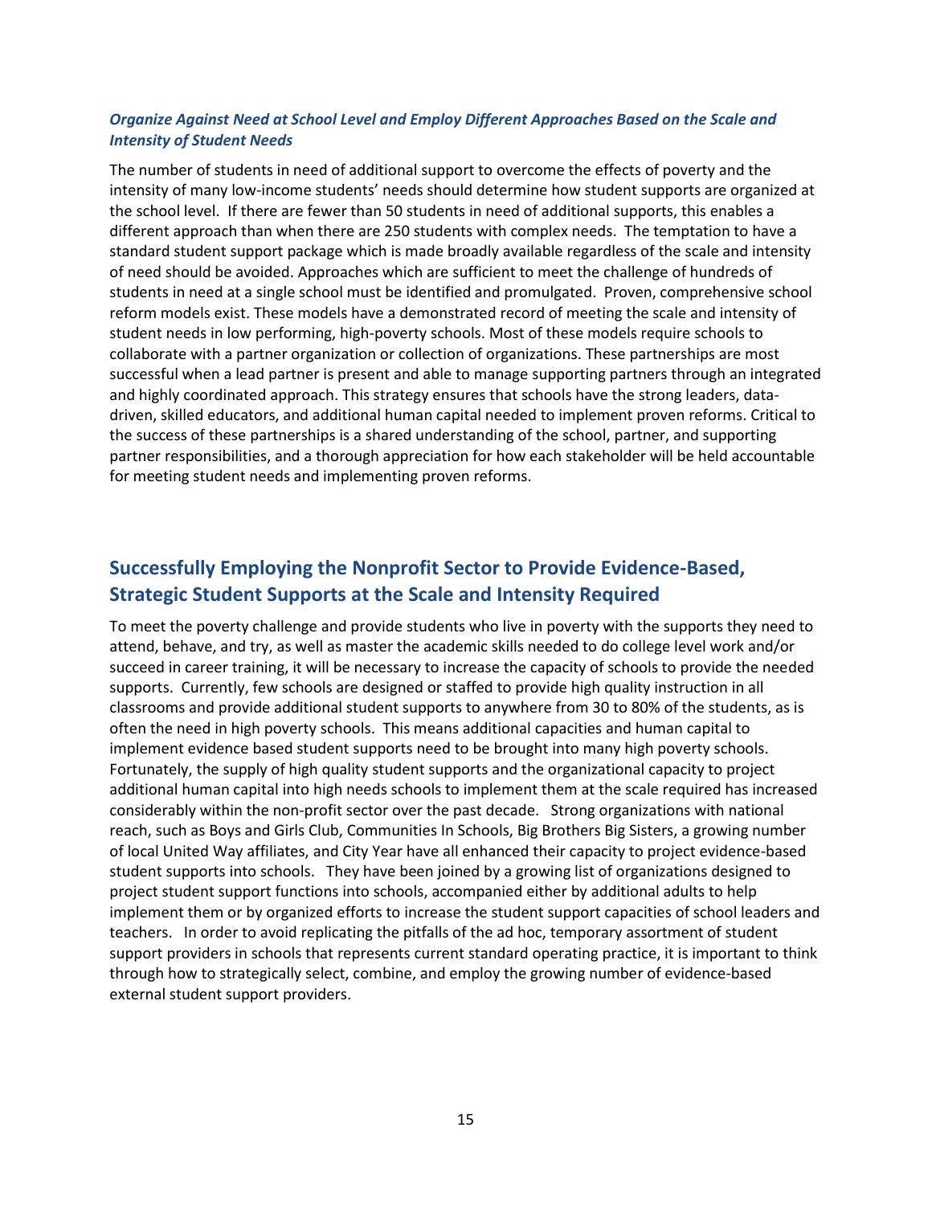### *Organize Against Need at School Level and Employ Different Approaches Based on the Scale and Intensity of Student Needs*

The number of students in need of additional support to overcome the effects of poverty and the intensity of many low-income students' needs should determine how student supports are organized at the school level. If there are fewer than 50 students in need of additional supports, this enables a different approach than when there are 250 students with complex needs. The temptation to have a standard student support package which is made broadly available regardless of the scale and intensity of need should be avoided. Approaches which are sufficient to meet the challenge of hundreds of students in need at a single school must be identified and promulgated. Proven, comprehensive school reform models exist. These models have a demonstrated record of meeting the scale and intensity of student needs in low performing, high-poverty schools. Most of these models require schools to collaborate with a partner organization or collection of organizations. These partnerships are most successful when a lead partner is present and able to manage supporting partners through an integrated and highly coordinated approach. This strategy ensures that schools have the strong leaders, data-driven, skilled educators, and additional human capital needed to implement proven reforms. Critical to the success of these partnerships is a shared understanding of the school, partner, and supporting partner responsibilities, and a thorough appreciation for how each stakeholder will be held accountable for meeting student needs and implementing proven reforms.

## Successfully Employing the Nonprofit Sector to Provide Evidence-Based, Strategic Student Supports at the Scale and Intensity Required

To meet the poverty challenge and provide students who live in poverty with the supports they need to attend, behave, and try, as well as master the academic skills needed to do college level work and/or succeed in career training, it will be necessary to increase the capacity of schools to provide the needed supports. Currently, few schools are designed or staffed to provide high quality instruction in all classrooms and provide additional student supports to anywhere from 30 to 80% of the students, as is often the need in high poverty schools. This means additional capacities and human capital to implement evidence based student supports need to be brought into many high poverty schools. Fortunately, the supply of high quality student supports and the organizational capacity to project additional human capital into high needs schools to implement them at the scale required has increased considerably within the non-profit sector over the past decade. Strong organizations with national reach, such as Boys and Girls Club, Communities In Schools, Big Brothers Big Sisters, a growing number of local United Way affiliates, and City Year have all enhanced their capacity to project evidence-based student supports into schools. They have been joined by a growing list of organizations designed to project student support functions into schools, accompanied either by additional adults to help implement them or by organized efforts to increase the student support capacities of school leaders and teachers. In order to avoid replicating the pitfalls of the ad hoc, temporary assortment of student support providers in schools that represents current standard operating practice, it is important to think through how to strategically select, combine, and employ the growing number of evidence-based external student support providers.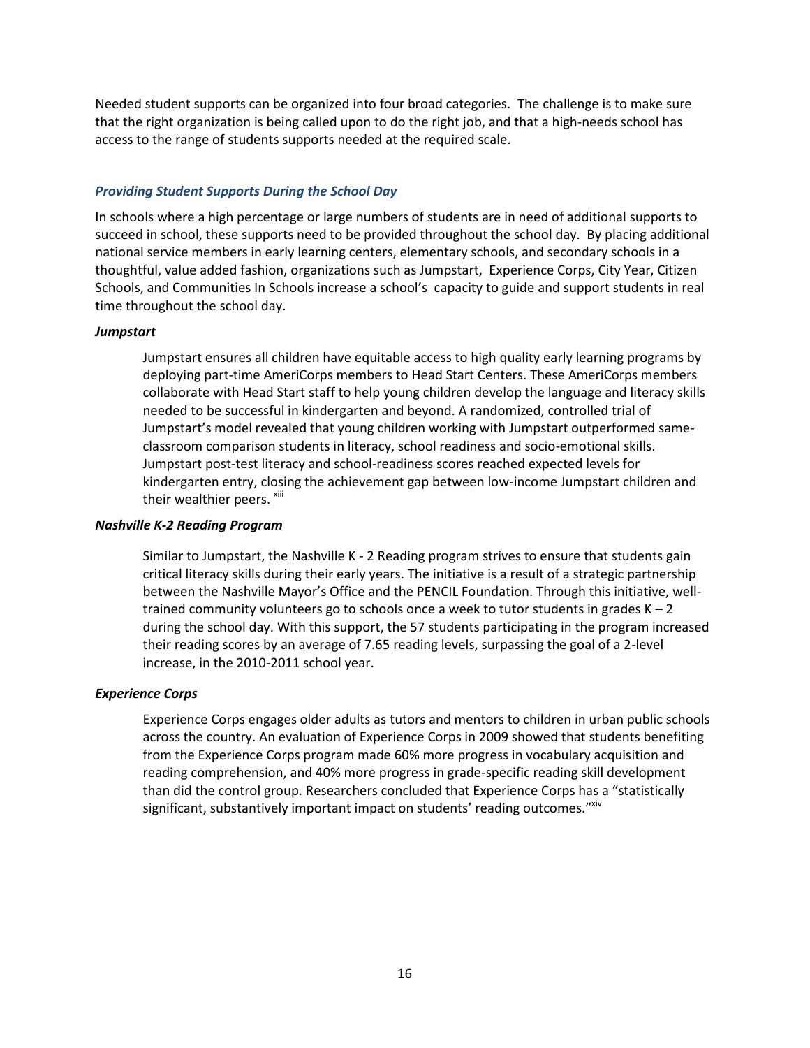Needed student supports can be organized into four broad categories. The challenge is to make sure that the right organization is being called upon to do the right job, and that a high-needs school has access to the range of students supports needed at the required scale.

### *Providing Student Supports During the School Day*

In schools where a high percentage or large numbers of students are in need of additional supports to succeed in school, these supports need to be provided throughout the school day. By placing additional national service members in early learning centers, elementary schools, and secondary schools in a thoughtful, value added fashion, organizations such as Jumpstart, Experience Corps, City Year, Citizen Schools, and Communities In Schools increase a school's capacity to guide and support students in real time throughout the school day.

#### ***Jumpstart***

Jumpstart ensures all children have equitable access to high quality early learning programs by deploying part-time AmeriCorps members to Head Start Centers. These AmeriCorps members collaborate with Head Start staff to help young children develop the language and literacy skills needed to be successful in kindergarten and beyond. A randomized, controlled trial of Jumpstart's model revealed that young children working with Jumpstart outperformed same-classroom comparison students in literacy, school readiness and socio-emotional skills. Jumpstart post-test literacy and school-readiness scores reached expected levels for kindergarten entry, closing the achievement gap between low-income Jumpstart children and their wealthier peers. [xiii]

#### ***Nashville K-2 Reading Program***

Similar to Jumpstart, the Nashville K - 2 Reading program strives to ensure that students gain critical literacy skills during their early years. The initiative is a result of a strategic partnership between the Nashville Mayor's Office and the PENCIL Foundation. Through this initiative, well-trained community volunteers go to schools once a week to tutor students in grades K – 2 during the school day. With this support, the 57 students participating in the program increased their reading scores by an average of 7.65 reading levels, surpassing the goal of a 2-level increase, in the 2010-2011 school year.

#### ***Experience Corps***

Experience Corps engages older adults as tutors and mentors to children in urban public schools across the country. An evaluation of Experience Corps in 2009 showed that students benefiting from the Experience Corps program made 60% more progress in vocabulary acquisition and reading comprehension, and 40% more progress in grade-specific reading skill development than did the control group. Researchers concluded that Experience Corps has a "statistically significant, substantively important impact on students' reading outcomes."[xiv]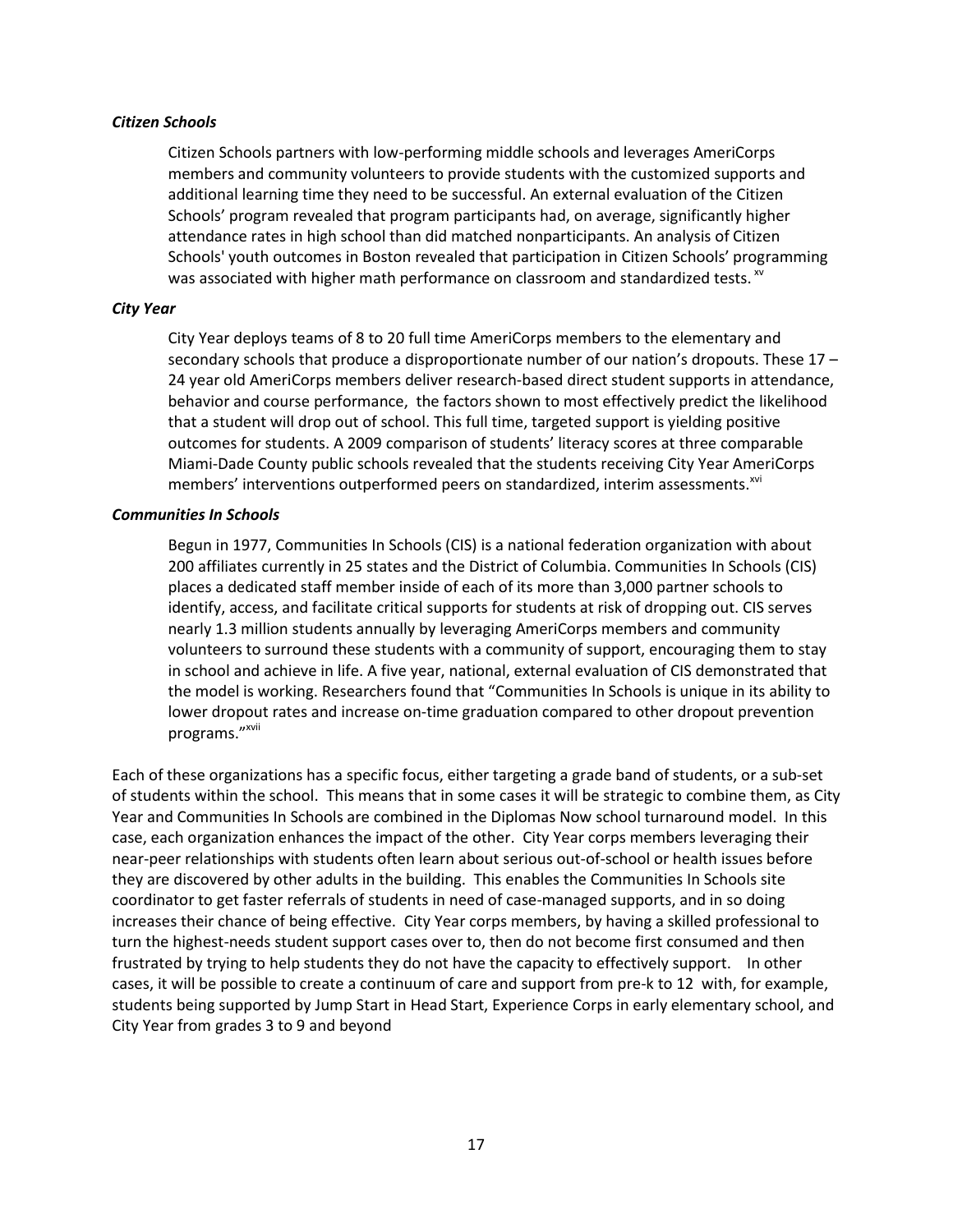***Citizen Schools***

Citizen Schools partners with low-performing middle schools and leverages AmeriCorps members and community volunteers to provide students with the customized supports and additional learning time they need to be successful. An external evaluation of the Citizen Schools' program revealed that program participants had, on average, significantly higher attendance rates in high school than did matched nonparticipants. An analysis of Citizen Schools' youth outcomes in Boston revealed that participation in Citizen Schools' programming was associated with higher math performance on classroom and standardized tests. [xv]

***City Year***

City Year deploys teams of 8 to 20 full time AmeriCorps members to the elementary and secondary schools that produce a disproportionate number of our nation's dropouts. These 17 – 24 year old AmeriCorps members deliver research-based direct student supports in attendance, behavior and course performance, the factors shown to most effectively predict the likelihood that a student will drop out of school. This full time, targeted support is yielding positive outcomes for students. A 2009 comparison of students' literacy scores at three comparable Miami-Dade County public schools revealed that the students receiving City Year AmeriCorps members' interventions outperformed peers on standardized, interim assessments.[xvi]

***Communities In Schools***

Begun in 1977, Communities In Schools (CIS) is a national federation organization with about 200 affiliates currently in 25 states and the District of Columbia. Communities In Schools (CIS) places a dedicated staff member inside of each of its more than 3,000 partner schools to identify, access, and facilitate critical supports for students at risk of dropping out. CIS serves nearly 1.3 million students annually by leveraging AmeriCorps members and community volunteers to surround these students with a community of support, encouraging them to stay in school and achieve in life. A five year, national, external evaluation of CIS demonstrated that the model is working. Researchers found that "Communities In Schools is unique in its ability to lower dropout rates and increase on-time graduation compared to other dropout prevention programs."[xvii]

Each of these organizations has a specific focus, either targeting a grade band of students, or a sub-set of students within the school. This means that in some cases it will be strategic to combine them, as City Year and Communities In Schools are combined in the Diplomas Now school turnaround model. In this case, each organization enhances the impact of the other. City Year corps members leveraging their near-peer relationships with students often learn about serious out-of-school or health issues before they are discovered by other adults in the building. This enables the Communities In Schools site coordinator to get faster referrals of students in need of case-managed supports, and in so doing increases their chance of being effective. City Year corps members, by having a skilled professional to turn the highest-needs student support cases over to, then do not become first consumed and then frustrated by trying to help students they do not have the capacity to effectively support. In other cases, it will be possible to create a continuum of care and support from pre-k to 12 with, for example, students being supported by Jump Start in Head Start, Experience Corps in early elementary school, and City Year from grades 3 to 9 and beyond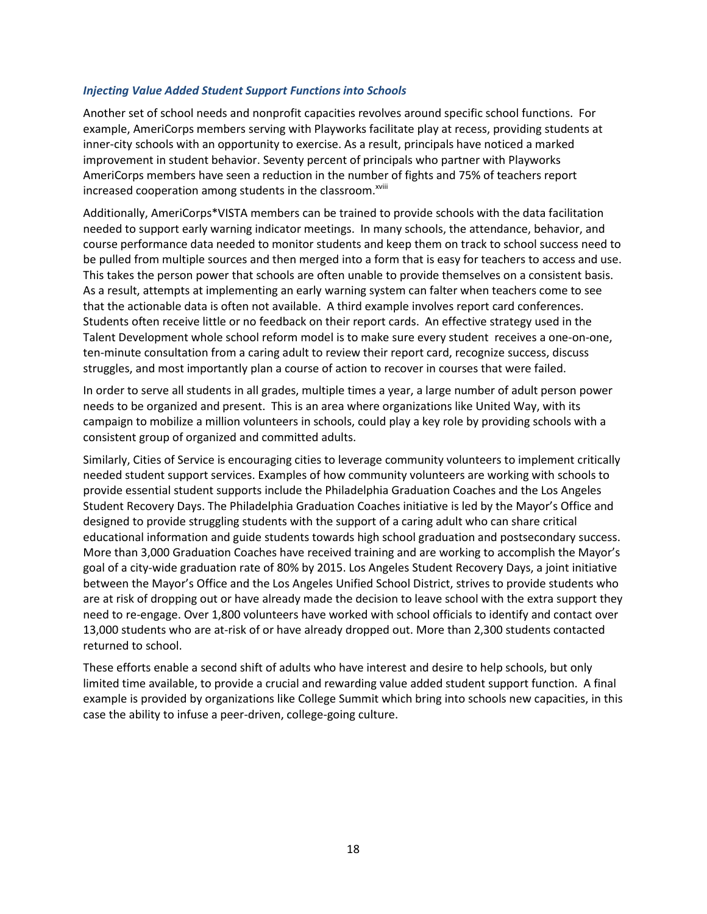### *Injecting Value Added Student Support Functions into Schools*

Another set of school needs and nonprofit capacities revolves around specific school functions. For example, AmeriCorps members serving with Playworks facilitate play at recess, providing students at inner-city schools with an opportunity to exercise. As a result, principals have noticed a marked improvement in student behavior. Seventy percent of principals who partner with Playworks AmeriCorps members have seen a reduction in the number of fights and 75% of teachers report increased cooperation among students in the classroom.[xviii]

Additionally, AmeriCorps*VISTA members can be trained to provide schools with the data facilitation needed to support early warning indicator meetings. In many schools, the attendance, behavior, and course performance data needed to monitor students and keep them on track to school success need to be pulled from multiple sources and then merged into a form that is easy for teachers to access and use. This takes the person power that schools are often unable to provide themselves on a consistent basis. As a result, attempts at implementing an early warning system can falter when teachers come to see that the actionable data is often not available. A third example involves report card conferences. Students often receive little or no feedback on their report cards. An effective strategy used in the Talent Development whole school reform model is to make sure every student receives a one-on-one, ten-minute consultation from a caring adult to review their report card, recognize success, discuss struggles, and most importantly plan a course of action to recover in courses that were failed.

In order to serve all students in all grades, multiple times a year, a large number of adult person power needs to be organized and present. This is an area where organizations like United Way, with its campaign to mobilize a million volunteers in schools, could play a key role by providing schools with a consistent group of organized and committed adults.

Similarly, Cities of Service is encouraging cities to leverage community volunteers to implement critically needed student support services. Examples of how community volunteers are working with schools to provide essential student supports include the Philadelphia Graduation Coaches and the Los Angeles Student Recovery Days. The Philadelphia Graduation Coaches initiative is led by the Mayor's Office and designed to provide struggling students with the support of a caring adult who can share critical educational information and guide students towards high school graduation and postsecondary success. More than 3,000 Graduation Coaches have received training and are working to accomplish the Mayor's goal of a city-wide graduation rate of 80% by 2015. Los Angeles Student Recovery Days, a joint initiative between the Mayor's Office and the Los Angeles Unified School District, strives to provide students who are at risk of dropping out or have already made the decision to leave school with the extra support they need to re-engage. Over 1,800 volunteers have worked with school officials to identify and contact over 13,000 students who are at-risk of or have already dropped out. More than 2,300 students contacted returned to school.

These efforts enable a second shift of adults who have interest and desire to help schools, but only limited time available, to provide a crucial and rewarding value added student support function. A final example is provided by organizations like College Summit which bring into schools new capacities, in this case the ability to infuse a peer-driven, college-going culture.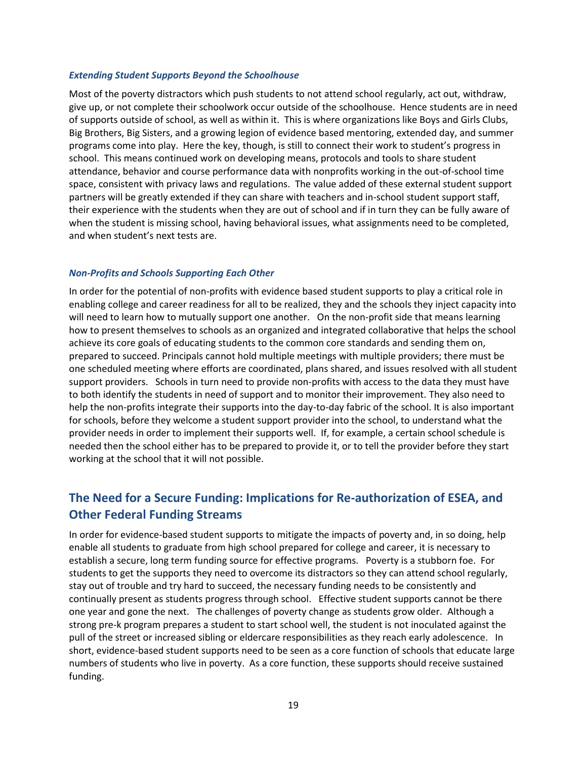### *Extending Student Supports Beyond the Schoolhouse*

Most of the poverty distractors which push students to not attend school regularly, act out, withdraw, give up, or not complete their schoolwork occur outside of the schoolhouse. Hence students are in need of supports outside of school, as well as within it. This is where organizations like Boys and Girls Clubs, Big Brothers, Big Sisters, and a growing legion of evidence based mentoring, extended day, and summer programs come into play. Here the key, though, is still to connect their work to student's progress in school. This means continued work on developing means, protocols and tools to share student attendance, behavior and course performance data with nonprofits working in the out-of-school time space, consistent with privacy laws and regulations. The value added of these external student support partners will be greatly extended if they can share with teachers and in-school student support staff, their experience with the students when they are out of school and if in turn they can be fully aware of when the student is missing school, having behavioral issues, what assignments need to be completed, and when student's next tests are.

### *Non-Profits and Schools Supporting Each Other*

In order for the potential of non-profits with evidence based student supports to play a critical role in enabling college and career readiness for all to be realized, they and the schools they inject capacity into will need to learn how to mutually support one another. On the non-profit side that means learning how to present themselves to schools as an organized and integrated collaborative that helps the school achieve its core goals of educating students to the common core standards and sending them on, prepared to succeed. Principals cannot hold multiple meetings with multiple providers; there must be one scheduled meeting where efforts are coordinated, plans shared, and issues resolved with all student support providers. Schools in turn need to provide non-profits with access to the data they must have to both identify the students in need of support and to monitor their improvement. They also need to help the non-profits integrate their supports into the day-to-day fabric of the school. It is also important for schools, before they welcome a student support provider into the school, to understand what the provider needs in order to implement their supports well. If, for example, a certain school schedule is needed then the school either has to be prepared to provide it, or to tell the provider before they start working at the school that it will not possible.

## The Need for a Secure Funding: Implications for Re-authorization of ESEA, and Other Federal Funding Streams

In order for evidence-based student supports to mitigate the impacts of poverty and, in so doing, help enable all students to graduate from high school prepared for college and career, it is necessary to establish a secure, long term funding source for effective programs. Poverty is a stubborn foe. For students to get the supports they need to overcome its distractors so they can attend school regularly, stay out of trouble and try hard to succeed, the necessary funding needs to be consistently and continually present as students progress through school. Effective student supports cannot be there one year and gone the next. The challenges of poverty change as students grow older. Although a strong pre-k program prepares a student to start school well, the student is not inoculated against the pull of the street or increased sibling or eldercare responsibilities as they reach early adolescence. In short, evidence-based student supports need to be seen as a core function of schools that educate large numbers of students who live in poverty. As a core function, these supports should receive sustained funding.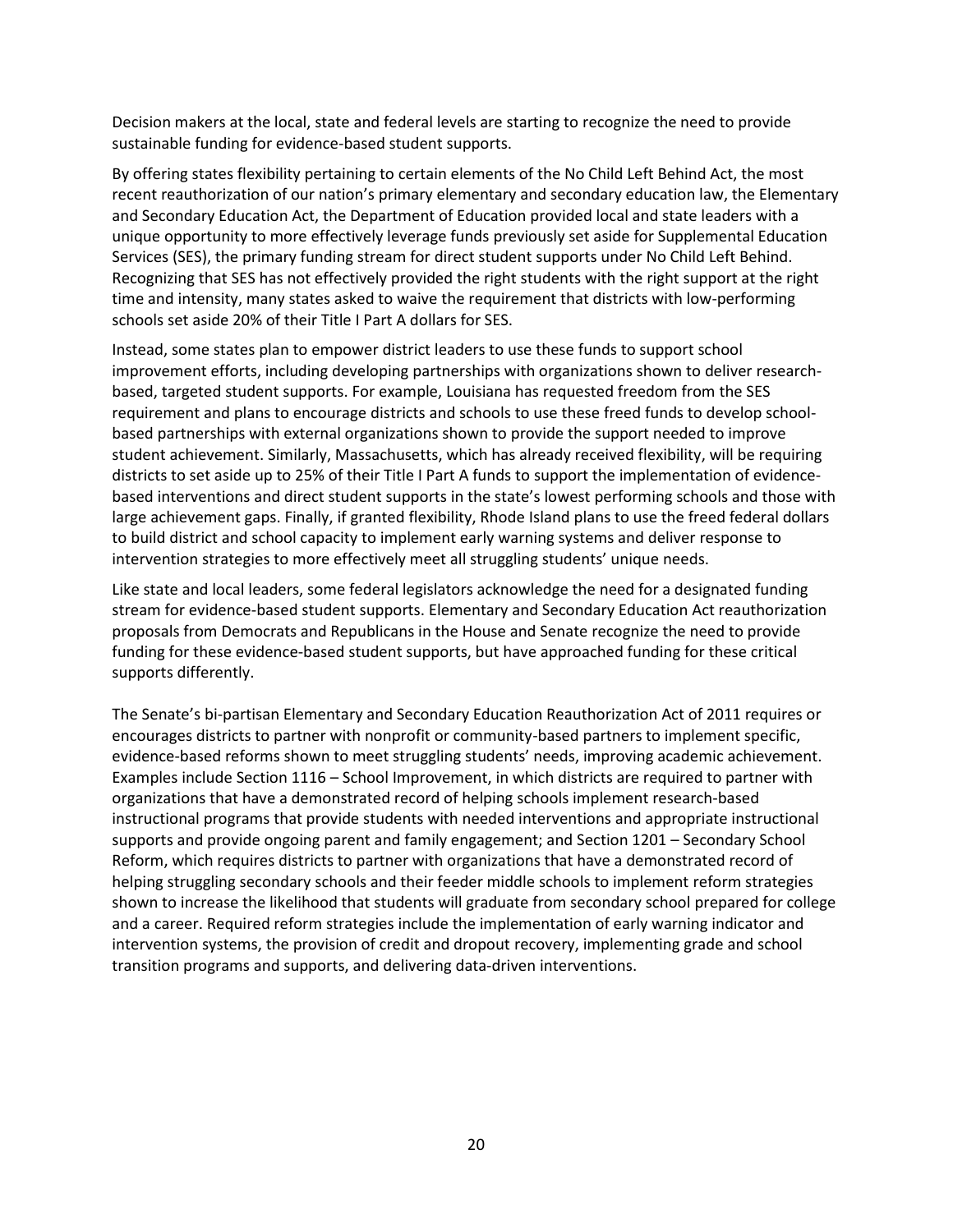Decision makers at the local, state and federal levels are starting to recognize the need to provide sustainable funding for evidence-based student supports.

By offering states flexibility pertaining to certain elements of the No Child Left Behind Act, the most recent reauthorization of our nation's primary elementary and secondary education law, the Elementary and Secondary Education Act, the Department of Education provided local and state leaders with a unique opportunity to more effectively leverage funds previously set aside for Supplemental Education Services (SES), the primary funding stream for direct student supports under No Child Left Behind. Recognizing that SES has not effectively provided the right students with the right support at the right time and intensity, many states asked to waive the requirement that districts with low-performing schools set aside 20% of their Title I Part A dollars for SES.

Instead, some states plan to empower district leaders to use these funds to support school improvement efforts, including developing partnerships with organizations shown to deliver research-based, targeted student supports. For example, Louisiana has requested freedom from the SES requirement and plans to encourage districts and schools to use these freed funds to develop school-based partnerships with external organizations shown to provide the support needed to improve student achievement. Similarly, Massachusetts, which has already received flexibility, will be requiring districts to set aside up to 25% of their Title I Part A funds to support the implementation of evidence-based interventions and direct student supports in the state's lowest performing schools and those with large achievement gaps. Finally, if granted flexibility, Rhode Island plans to use the freed federal dollars to build district and school capacity to implement early warning systems and deliver response to intervention strategies to more effectively meet all struggling students' unique needs.

Like state and local leaders, some federal legislators acknowledge the need for a designated funding stream for evidence-based student supports. Elementary and Secondary Education Act reauthorization proposals from Democrats and Republicans in the House and Senate recognize the need to provide funding for these evidence-based student supports, but have approached funding for these critical supports differently.

The Senate's bi-partisan Elementary and Secondary Education Reauthorization Act of 2011 requires or encourages districts to partner with nonprofit or community-based partners to implement specific, evidence-based reforms shown to meet struggling students' needs, improving academic achievement. Examples include Section 1116 – School Improvement, in which districts are required to partner with organizations that have a demonstrated record of helping schools implement research-based instructional programs that provide students with needed interventions and appropriate instructional supports and provide ongoing parent and family engagement; and Section 1201 – Secondary School Reform, which requires districts to partner with organizations that have a demonstrated record of helping struggling secondary schools and their feeder middle schools to implement reform strategies shown to increase the likelihood that students will graduate from secondary school prepared for college and a career. Required reform strategies include the implementation of early warning indicator and intervention systems, the provision of credit and dropout recovery, implementing grade and school transition programs and supports, and delivering data-driven interventions.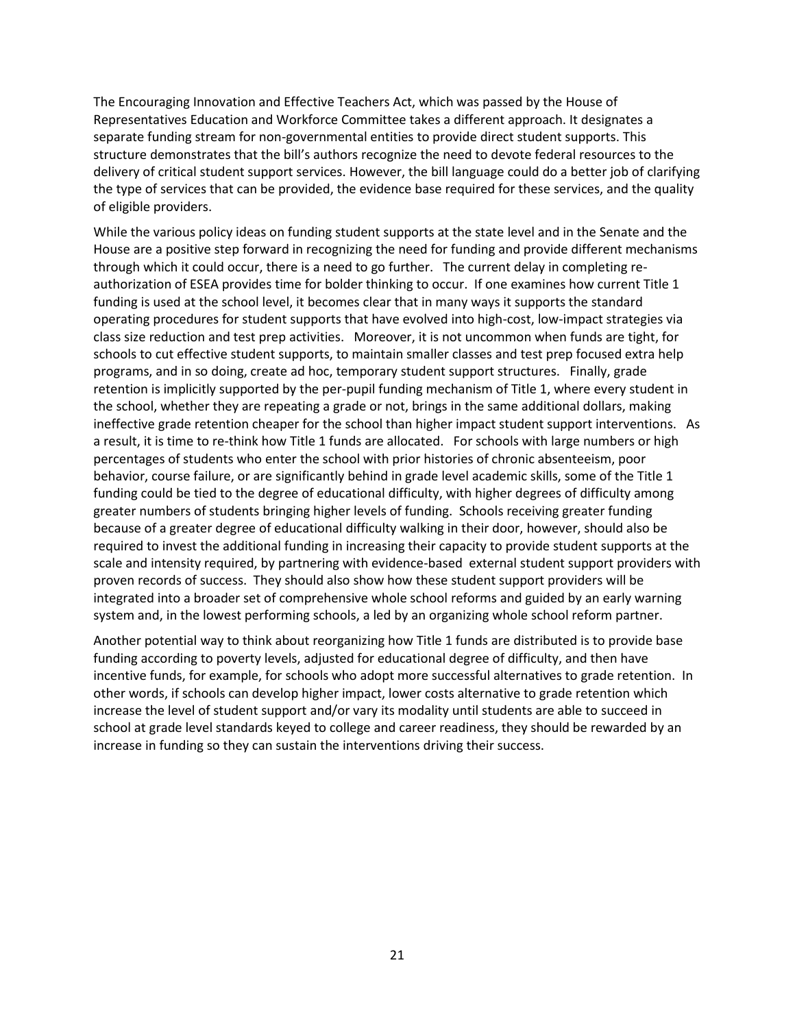The Encouraging Innovation and Effective Teachers Act, which was passed by the House of Representatives Education and Workforce Committee takes a different approach. It designates a separate funding stream for non-governmental entities to provide direct student supports. This structure demonstrates that the bill's authors recognize the need to devote federal resources to the delivery of critical student support services. However, the bill language could do a better job of clarifying the type of services that can be provided, the evidence base required for these services, and the quality of eligible providers.

While the various policy ideas on funding student supports at the state level and in the Senate and the House are a positive step forward in recognizing the need for funding and provide different mechanisms through which it could occur, there is a need to go further. The current delay in completing re-authorization of ESEA provides time for bolder thinking to occur. If one examines how current Title 1 funding is used at the school level, it becomes clear that in many ways it supports the standard operating procedures for student supports that have evolved into high-cost, low-impact strategies via class size reduction and test prep activities. Moreover, it is not uncommon when funds are tight, for schools to cut effective student supports, to maintain smaller classes and test prep focused extra help programs, and in so doing, create ad hoc, temporary student support structures. Finally, grade retention is implicitly supported by the per-pupil funding mechanism of Title 1, where every student in the school, whether they are repeating a grade or not, brings in the same additional dollars, making ineffective grade retention cheaper for the school than higher impact student support interventions. As a result, it is time to re-think how Title 1 funds are allocated. For schools with large numbers or high percentages of students who enter the school with prior histories of chronic absenteeism, poor behavior, course failure, or are significantly behind in grade level academic skills, some of the Title 1 funding could be tied to the degree of educational difficulty, with higher degrees of difficulty among greater numbers of students bringing higher levels of funding. Schools receiving greater funding because of a greater degree of educational difficulty walking in their door, however, should also be required to invest the additional funding in increasing their capacity to provide student supports at the scale and intensity required, by partnering with evidence-based external student support providers with proven records of success. They should also show how these student support providers will be integrated into a broader set of comprehensive whole school reforms and guided by an early warning system and, in the lowest performing schools, a led by an organizing whole school reform partner.

Another potential way to think about reorganizing how Title 1 funds are distributed is to provide base funding according to poverty levels, adjusted for educational degree of difficulty, and then have incentive funds, for example, for schools who adopt more successful alternatives to grade retention. In other words, if schools can develop higher impact, lower costs alternative to grade retention which increase the level of student support and/or vary its modality until students are able to succeed in school at grade level standards keyed to college and career readiness, they should be rewarded by an increase in funding so they can sustain the interventions driving their success.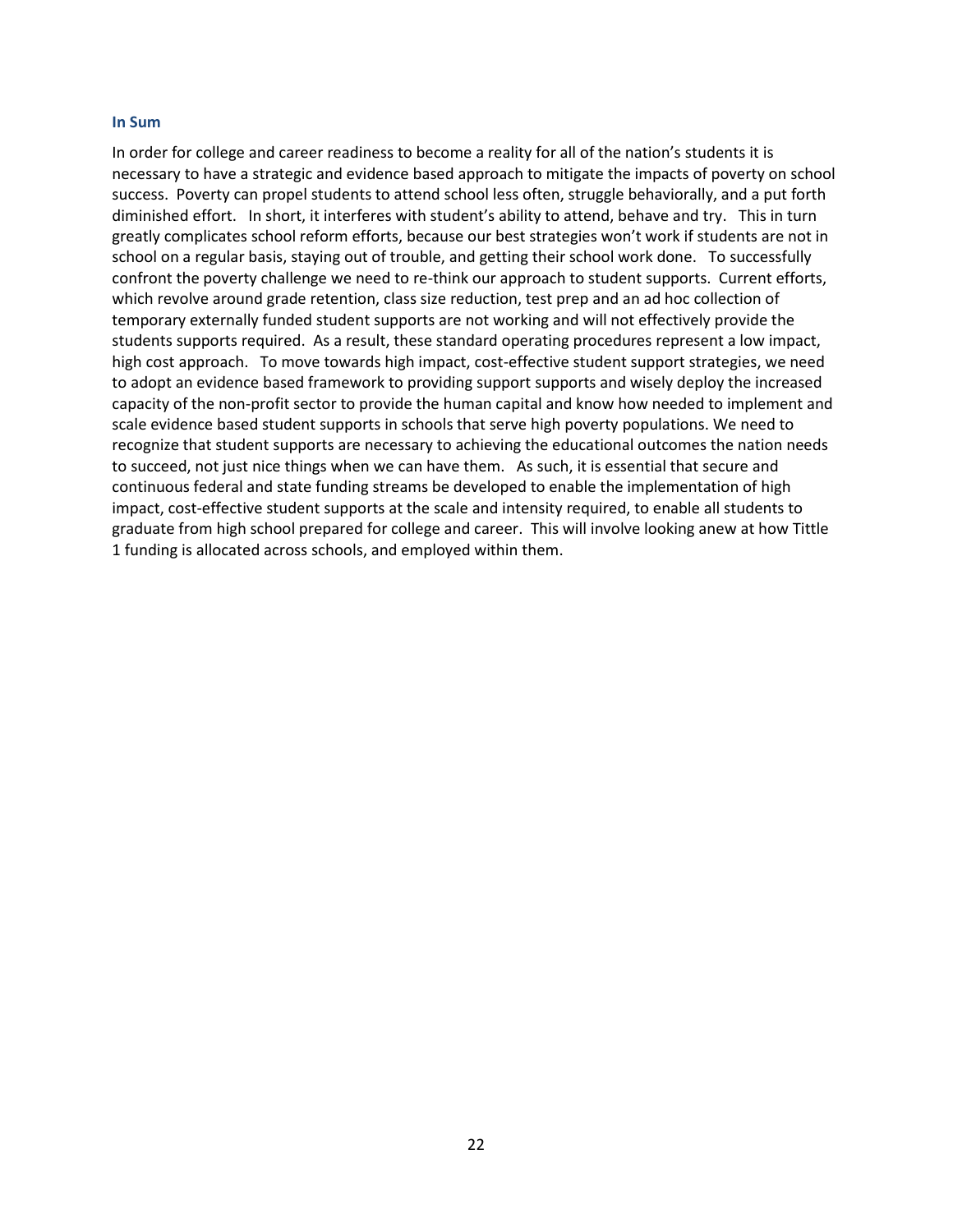### In Sum

In order for college and career readiness to become a reality for all of the nation's students it is necessary to have a strategic and evidence based approach to mitigate the impacts of poverty on school success. Poverty can propel students to attend school less often, struggle behaviorally, and a put forth diminished effort. In short, it interferes with student's ability to attend, behave and try. This in turn greatly complicates school reform efforts, because our best strategies won't work if students are not in school on a regular basis, staying out of trouble, and getting their school work done. To successfully confront the poverty challenge we need to re-think our approach to student supports. Current efforts, which revolve around grade retention, class size reduction, test prep and an ad hoc collection of temporary externally funded student supports are not working and will not effectively provide the students supports required. As a result, these standard operating procedures represent a low impact, high cost approach. To move towards high impact, cost-effective student support strategies, we need to adopt an evidence based framework to providing support supports and wisely deploy the increased capacity of the non-profit sector to provide the human capital and know how needed to implement and scale evidence based student supports in schools that serve high poverty populations. We need to recognize that student supports are necessary to achieving the educational outcomes the nation needs to succeed, not just nice things when we can have them. As such, it is essential that secure and continuous federal and state funding streams be developed to enable the implementation of high impact, cost-effective student supports at the scale and intensity required, to enable all students to graduate from high school prepared for college and career. This will involve looking anew at how Tittle 1 funding is allocated across schools, and employed within them.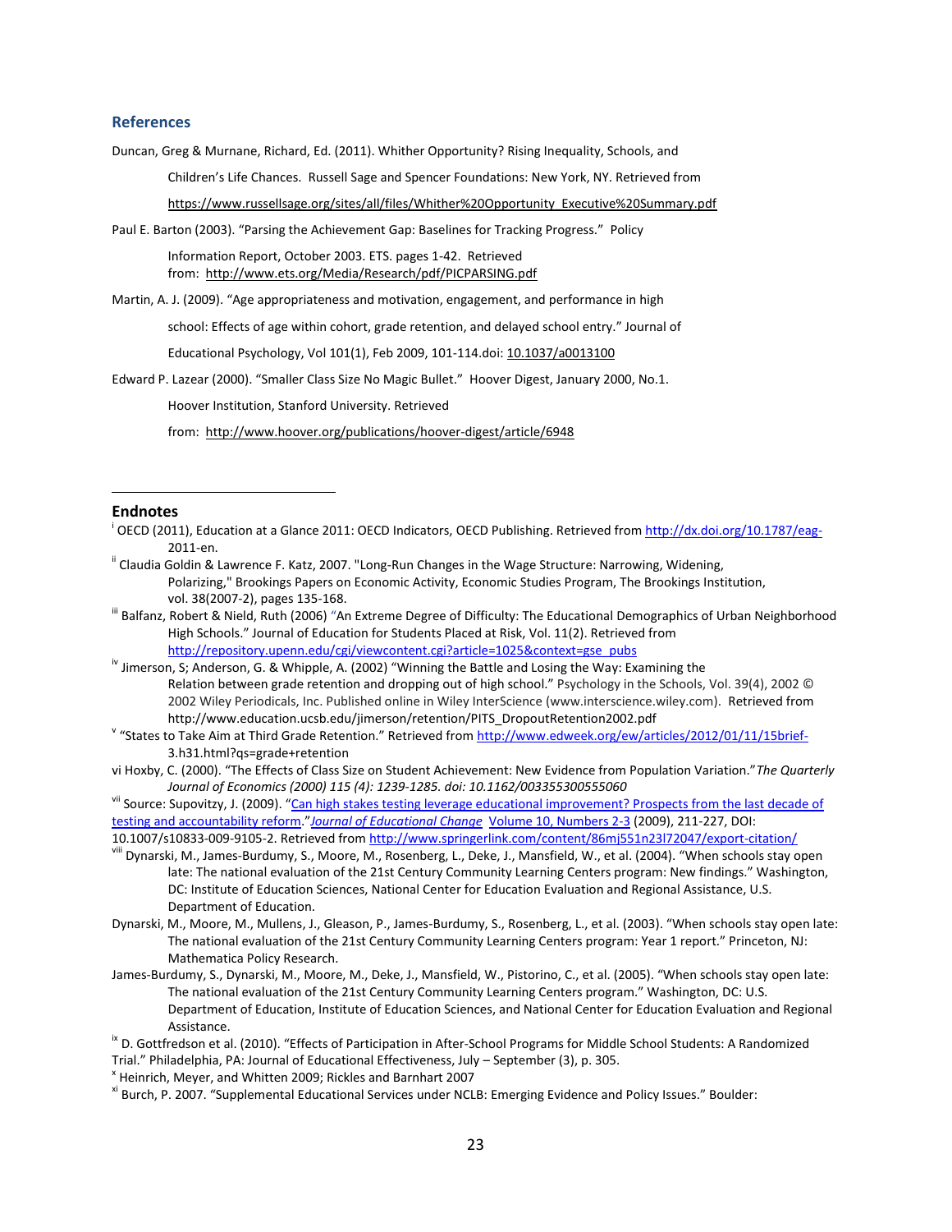## References

Duncan, Greg & Murnane, Richard, Ed. (2011). Whither Opportunity? Rising Inequality, Schools, and Children's Life Chances. Russell Sage and Spencer Foundations: New York, NY. Retrieved from https://www.russellsage.org/sites/all/files/Whither%20Opportunity_Executive%20Summary.pdf

Paul E. Barton (2003). "Parsing the Achievement Gap: Baselines for Tracking Progress." Policy Information Report, October 2003. ETS. pages 1-42. Retrieved from: http://www.ets.org/Media/Research/pdf/PICPARSING.pdf

Martin, A. J. (2009). "Age appropriateness and motivation, engagement, and performance in high school: Effects of age within cohort, grade retention, and delayed school entry." Journal of Educational Psychology, Vol 101(1), Feb 2009, 101-114.doi: 10.1037/a0013100

Edward P. Lazear (2000). "Smaller Class Size No Magic Bullet." Hoover Digest, January 2000, No.1. Hoover Institution, Stanford University. Retrieved from: http://www.hoover.org/publications/hoover-digest/article/6948

## Endnotes

[i] OECD (2011), Education at a Glance 2011: OECD Indicators, OECD Publishing. Retrieved from http://dx.doi.org/10.1787/eag-2011-en.

[ii] Claudia Goldin & Lawrence F. Katz, 2007. "Long-Run Changes in the Wage Structure: Narrowing, Widening, Polarizing," Brookings Papers on Economic Activity, Economic Studies Program, The Brookings Institution, vol. 38(2007-2), pages 135-168.

[iii] Balfanz, Robert & Nield, Ruth (2006) "An Extreme Degree of Difficulty: The Educational Demographics of Urban Neighborhood High Schools." Journal of Education for Students Placed at Risk, Vol. 11(2). Retrieved from http://repository.upenn.edu/cgi/viewcontent.cgi?article=1025&context=gse_pubs

[iv] Jimerson, S; Anderson, G. & Whipple, A. (2002) "Winning the Battle and Losing the Way: Examining the Relation between grade retention and dropping out of high school." Psychology in the Schools, Vol. 39(4), 2002 © 2002 Wiley Periodicals, Inc. Published online in Wiley InterScience (www.interscience.wiley.com). Retrieved from http://www.education.ucsb.edu/jimerson/retention/PITS_DropoutRetention2002.pdf

[v] "States to Take Aim at Third Grade Retention." Retrieved from http://www.edweek.org/ew/articles/2012/01/11/15brief-3.h31.html?qs=grade+retention

vi Hoxby, C. (2000). "The Effects of Class Size on Student Achievement: New Evidence from Population Variation."*The Quarterly Journal of Economics (2000) 115 (4): 1239-1285. doi: 10.1162/003355300555060*

[vii] Source: Supovitz, J. (2009). "Can high stakes testing leverage educational improvement? Prospects from the last decade of testing and accountability reform."*Journal of Educational Change* Volume 10, Numbers 2-3 (2009), 211-227, DOI: 10.1007/s10833-009-9105-2. Retrieved from http://www.springerlink.com/content/86mj551n23l72047/export-citation/

[viii] Dynarski, M., James-Burdumy, S., Moore, M., Rosenberg, L., Deke, J., Mansfield, W., et al. (2004). "When schools stay open late: The national evaluation of the 21st Century Community Learning Centers program: New findings." Washington, DC: Institute of Education Sciences, National Center for Education Evaluation and Regional Assistance, U.S. Department of Education.

Dynarski, M., Moore, M., Mullens, J., Gleason, P., James-Burdumy, S., Rosenberg, L., et al. (2003). "When schools stay open late: The national evaluation of the 21st Century Community Learning Centers program: Year 1 report." Princeton, NJ: Mathematica Policy Research.

James-Burdumy, S., Dynarski, M., Moore, M., Deke, J., Mansfield, W., Pistorino, C., et al. (2005). "When schools stay open late: The national evaluation of the 21st Century Community Learning Centers program." Washington, DC: U.S. Department of Education, Institute of Education Sciences, and National Center for Education Evaluation and Regional Assistance.

[ix] D. Gottfredson et al. (2010). "Effects of Participation in After-School Programs for Middle School Students: A Randomized Trial." Philadelphia, PA: Journal of Educational Effectiveness, July – September (3), p. 305.

[x] Heinrich, Meyer, and Whitten 2009; Rickles and Barnhart 2007

[xi] Burch, P. 2007. "Supplemental Educational Services under NCLB: Emerging Evidence and Policy Issues." Boulder: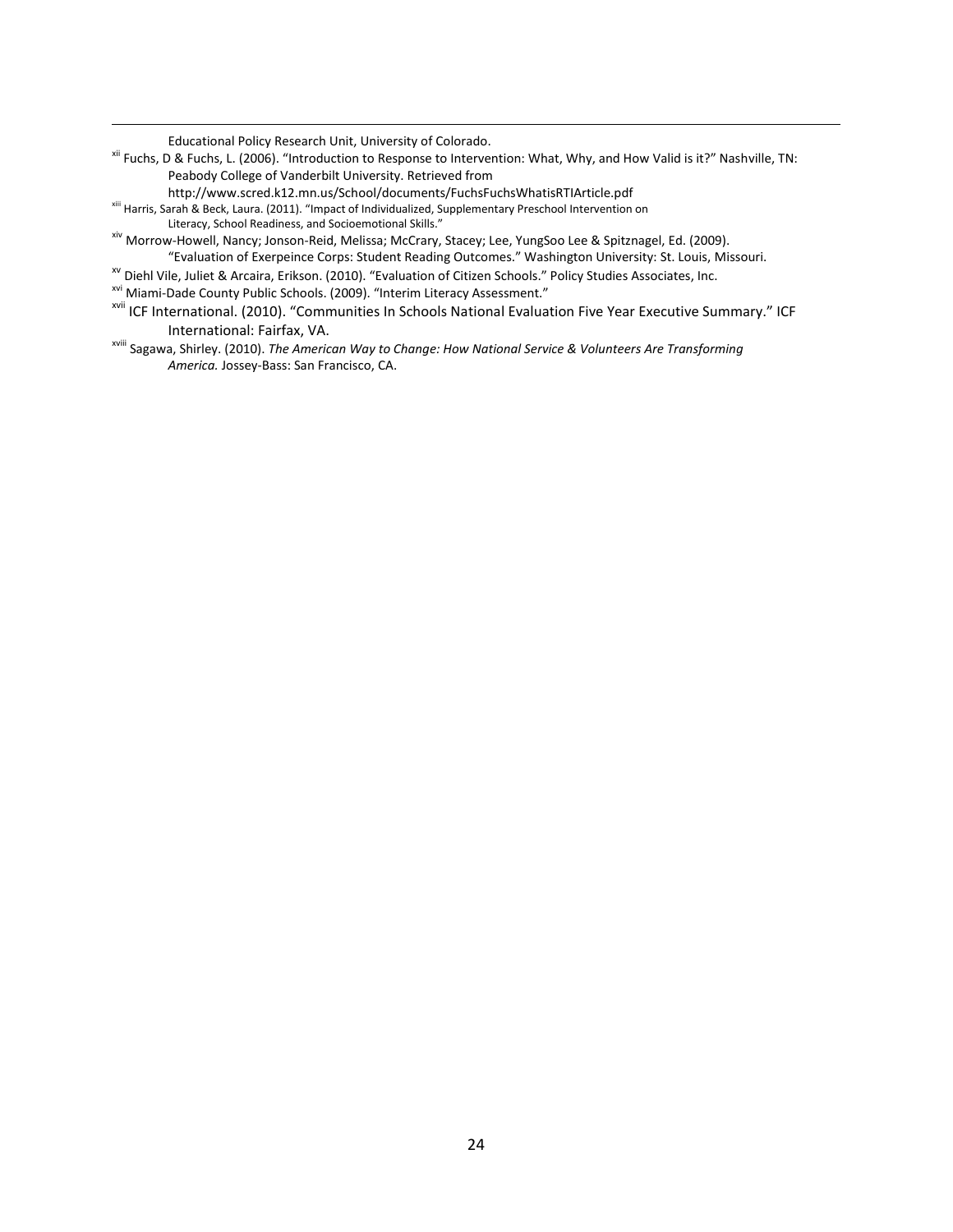Educational Policy Research Unit, University of Colorado.

[xii] Fuchs, D & Fuchs, L. (2006). "Introduction to Response to Intervention: What, Why, and How Valid is it?" Nashville, TN: Peabody College of Vanderbilt University. Retrieved from http://www.scred.k12.mn.us/School/documents/FuchsFuchsWhatisRTIArticle.pdf

[xiii] Harris, Sarah & Beck, Laura. (2011). "Impact of Individualized, Supplementary Preschool Intervention on Literacy, School Readiness, and Socioemotional Skills."

[xiv] Morrow-Howell, Nancy; Jonson-Reid, Melissa; McCrary, Stacey; Lee, YungSoo Lee & Spitznagel, Ed. (2009). "Evaluation of Exerpeince Corps: Student Reading Outcomes." Washington University: St. Louis, Missouri.

[xv] Diehl Vile, Juliet & Arcaira, Erikson. (2010). "Evaluation of Citizen Schools." Policy Studies Associates, Inc.

[xvi] Miami-Dade County Public Schools. (2009). "Interim Literacy Assessment."

[xvii] ICF International. (2010). "Communities In Schools National Evaluation Five Year Executive Summary." ICF International: Fairfax, VA.

[xviii] Sagawa, Shirley. (2010). *The American Way to Change: How National Service & Volunteers Are Transforming America.* Jossey-Bass: San Francisco, CA.